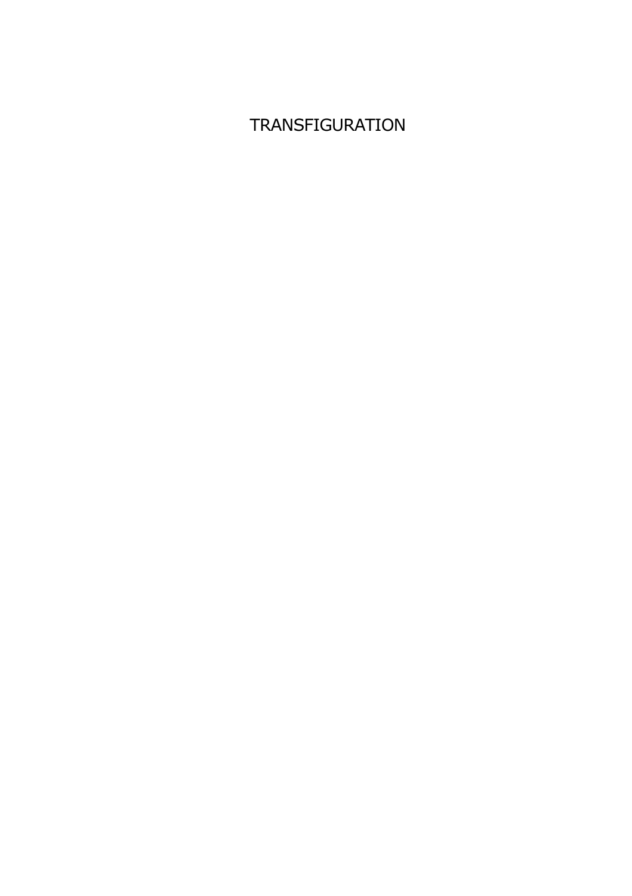# TRANSFIGURATION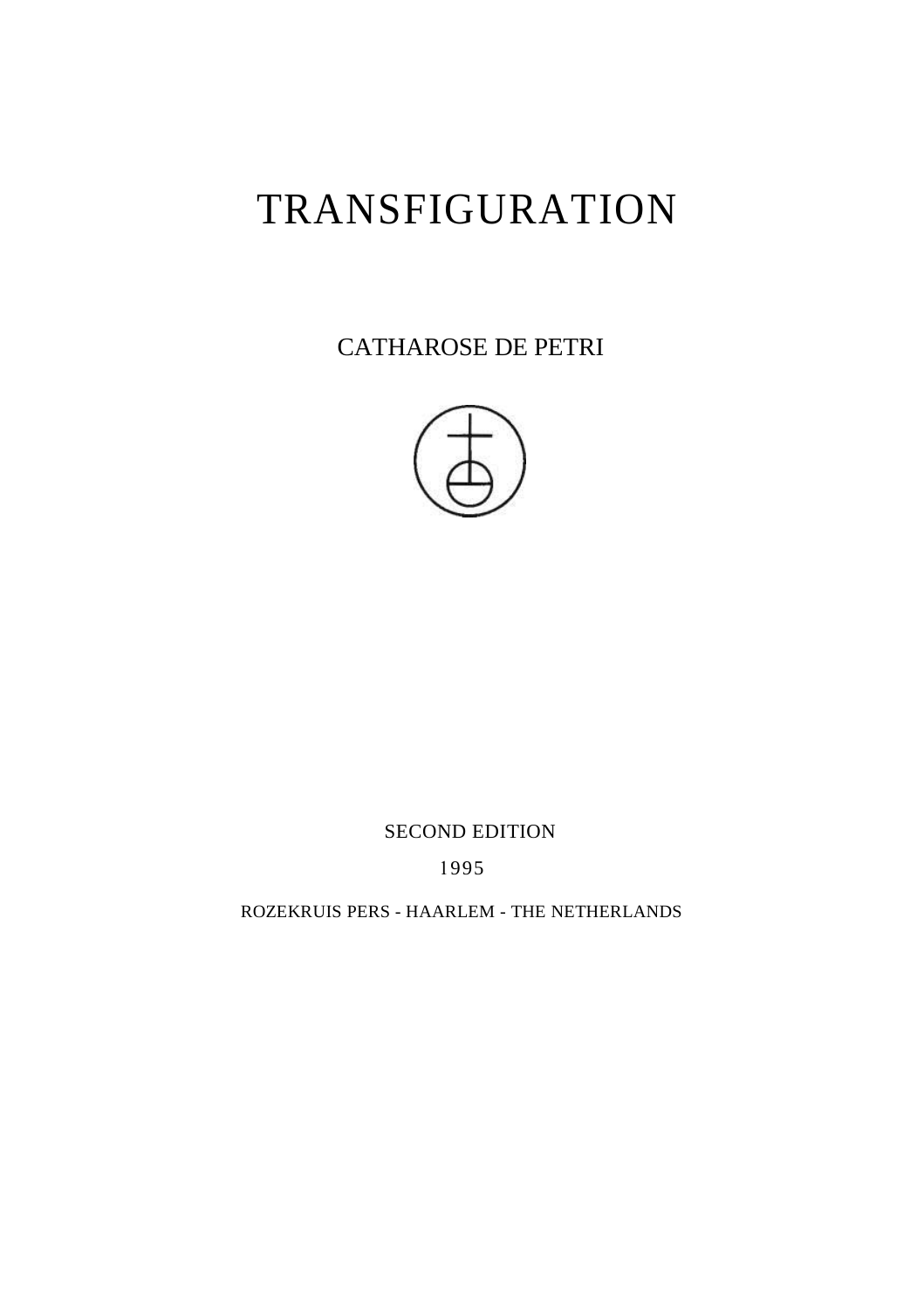# TRANSFIGURATION

CATHAROSE DE PETRI

SECOND EDITION

1995

ROZEKRUIS PERS - HAARLEM - THE NETHERLANDS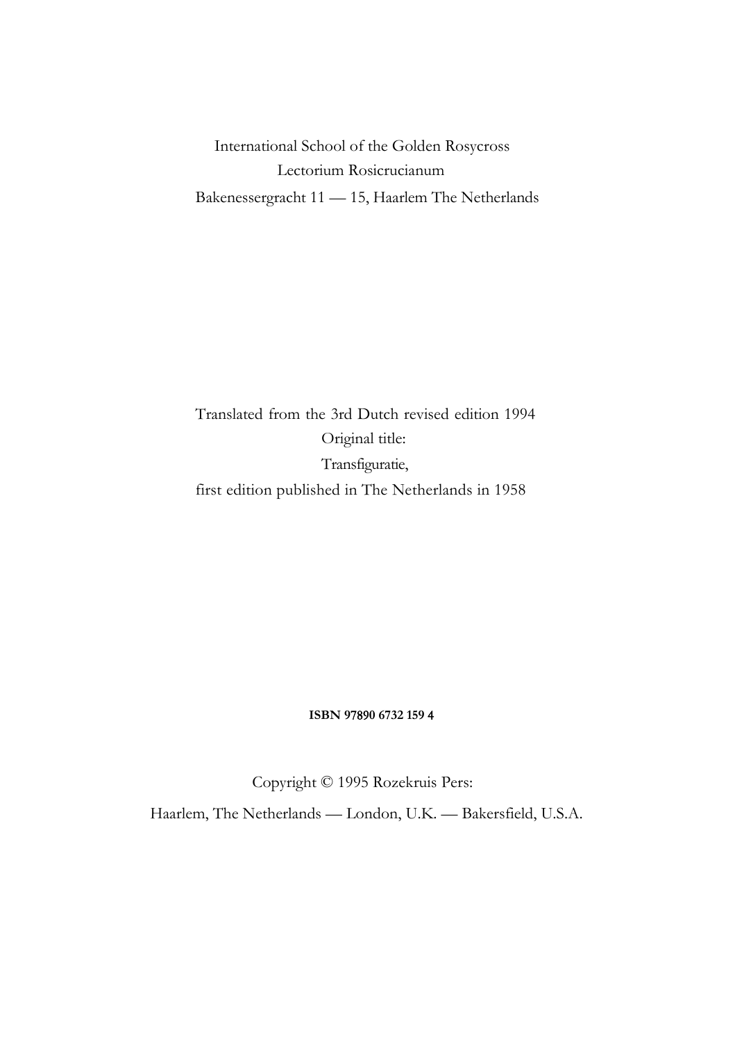International School of the Golden Rosycross
Lectorium Rosicrucianum
Bakenessergracht 11 — 15, Haarlem The Netherlands

Translated from the 3rd Dutch revised edition 1994
Original title:
Transfiguratie,
first edition published in The Netherlands in 1958

**ISBN 97890 6732 159 4**

Copyright © 1995 Rozekruis Pers:
Haarlem, The Netherlands — London, U.K. — Bakersfield, U.S.A.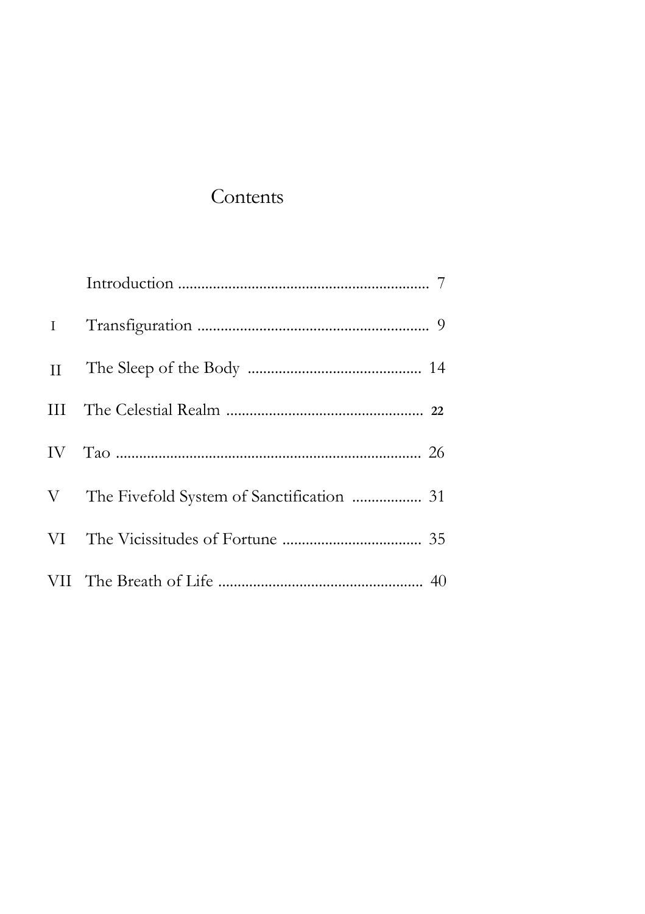# Contents

| | | |
|---|---|---|
| | Introduction | 7 |
| I | Transfiguration | 9 |
| II | The Sleep of the Body | 14 |
| III | The Celestial Realm | 22 |
| IV | Tao | 26 |
| V | The Fivefold System of Sanctification | 31 |
| VI | The Vicissitudes of Fortune | 35 |
| VII | The Breath of Life | 40 |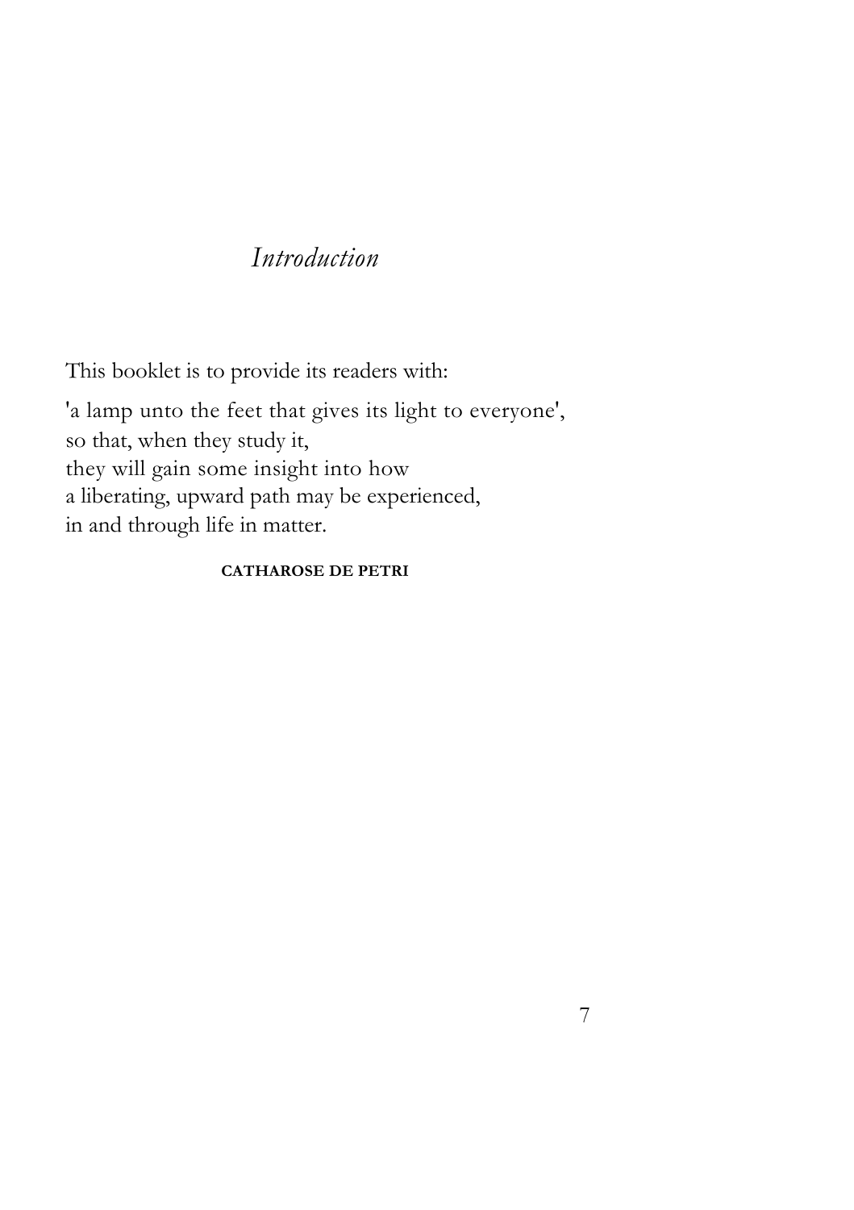# *Introduction*

This booklet is to provide its readers with:

'a lamp unto the feet that gives its light to everyone',
so that, when they study it,
they will gain some insight into how
a liberating, upward path may be experienced,
in and through life in matter.

**CATHAROSE DE PETRI**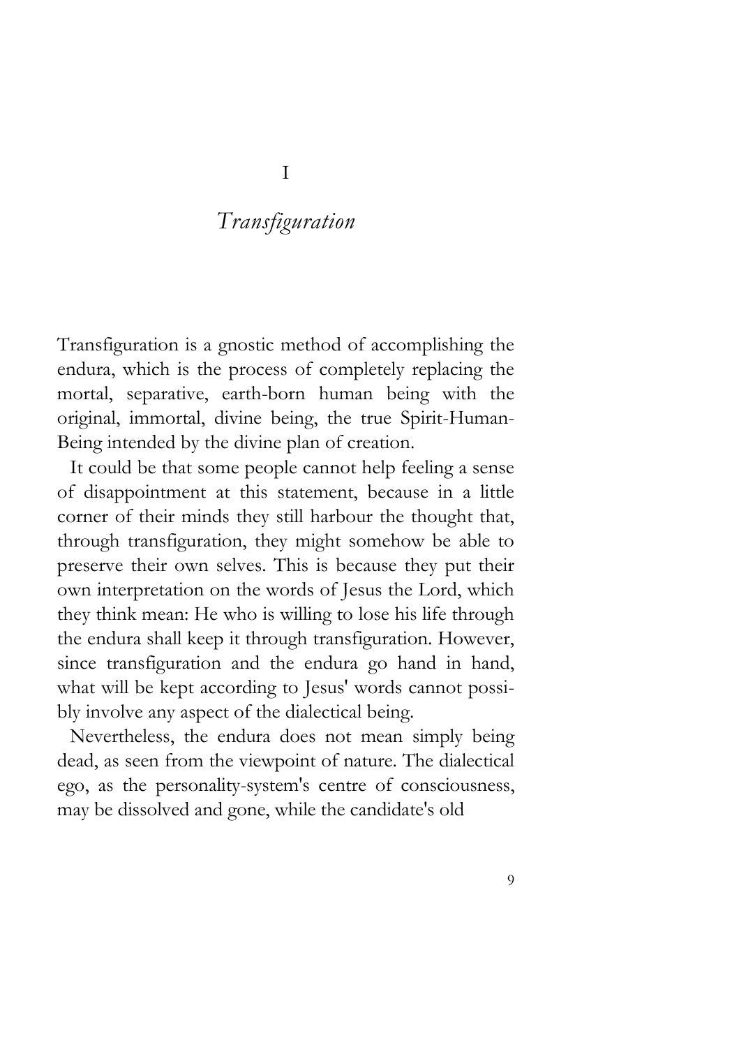# I

## *Transfiguration*

Transfiguration is a gnostic method of accomplishing the endura, which is the process of completely replacing the mortal, separative, earth-born human being with the original, immortal, divine being, the true Spirit-Human-Being intended by the divine plan of creation.

It could be that some people cannot help feeling a sense of disappointment at this statement, because in a little corner of their minds they still harbour the thought that, through transfiguration, they might somehow be able to preserve their own selves. This is because they put their own interpretation on the words of Jesus the Lord, which they think mean: He who is willing to lose his life through the endura shall keep it through transfiguration. However, since transfiguration and the endura go hand in hand, what will be kept according to Jesus' words cannot possibly involve any aspect of the dialectical being.

Nevertheless, the endura does not mean simply being dead, as seen from the viewpoint of nature. The dialectical ego, as the personality-system's centre of consciousness, may be dissolved and gone, while the candidate's old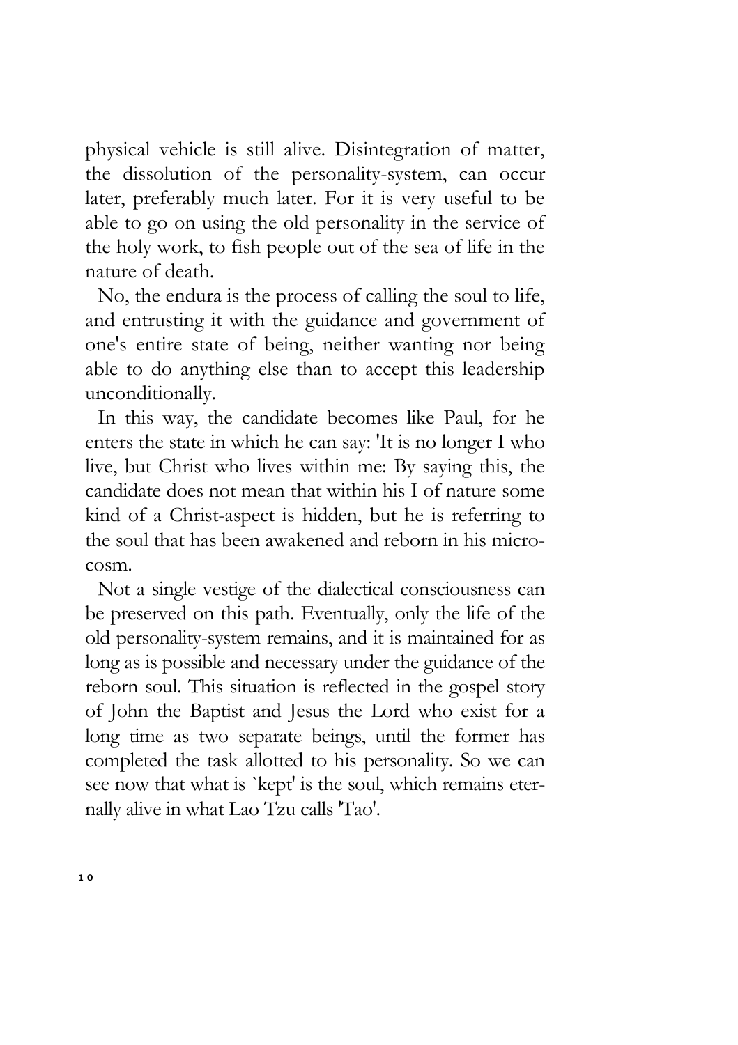physical vehicle is still alive. Disintegration of matter, the dissolution of the personality-system, can occur later, preferably much later. For it is very useful to be able to go on using the old personality in the service of the holy work, to fish people out of the sea of life in the nature of death.

No, the endura is the process of calling the soul to life, and entrusting it with the guidance and government of one's entire state of being, neither wanting nor being able to do anything else than to accept this leadership unconditionally.

In this way, the candidate becomes like Paul, for he enters the state in which he can say: 'It is no longer I who live, but Christ who lives within me: By saying this, the candidate does not mean that within his I of nature some kind of a Christ-aspect is hidden, but he is referring to the soul that has been awakened and reborn in his microcosm.

Not a single vestige of the dialectical consciousness can be preserved on this path. Eventually, only the life of the old personality-system remains, and it is maintained for as long as is possible and necessary under the guidance of the reborn soul. This situation is reflected in the gospel story of John the Baptist and Jesus the Lord who exist for a long time as two separate beings, until the former has completed the task allotted to his personality. So we can see now that what is `kept' is the soul, which remains eternally alive in what Lao Tzu calls 'Tao'.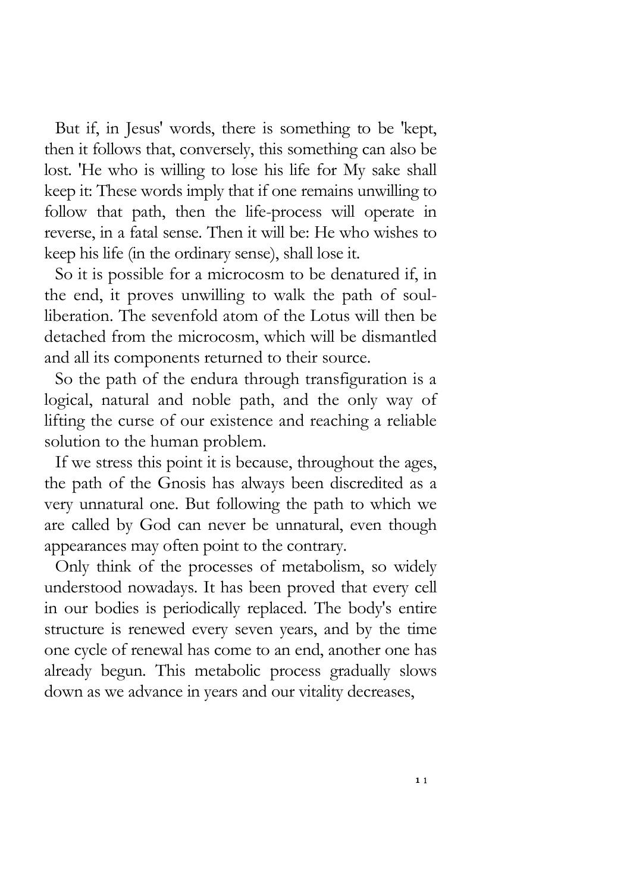But if, in Jesus' words, there is something to be 'kept, then it follows that, conversely, this something can also be lost. 'He who is willing to lose his life for My sake shall keep it: These words imply that if one remains unwilling to follow that path, then the life-process will operate in reverse, in a fatal sense. Then it will be: He who wishes to keep his life (in the ordinary sense), shall lose it.

So it is possible for a microcosm to be denatured if, in the end, it proves unwilling to walk the path of soul-liberation. The sevenfold atom of the Lotus will then be detached from the microcosm, which will be dismantled and all its components returned to their source.

So the path of the endura through transfiguration is a logical, natural and noble path, and the only way of lifting the curse of our existence and reaching a reliable solution to the human problem.

If we stress this point it is because, throughout the ages, the path of the Gnosis has always been discredited as a very unnatural one. But following the path to which we are called by God can never be unnatural, even though appearances may often point to the contrary.

Only think of the processes of metabolism, so widely understood nowadays. It has been proved that every cell in our bodies is periodically replaced. The body's entire structure is renewed every seven years, and by the time one cycle of renewal has come to an end, another one has already begun. This metabolic process gradually slows down as we advance in years and our vitality decreases,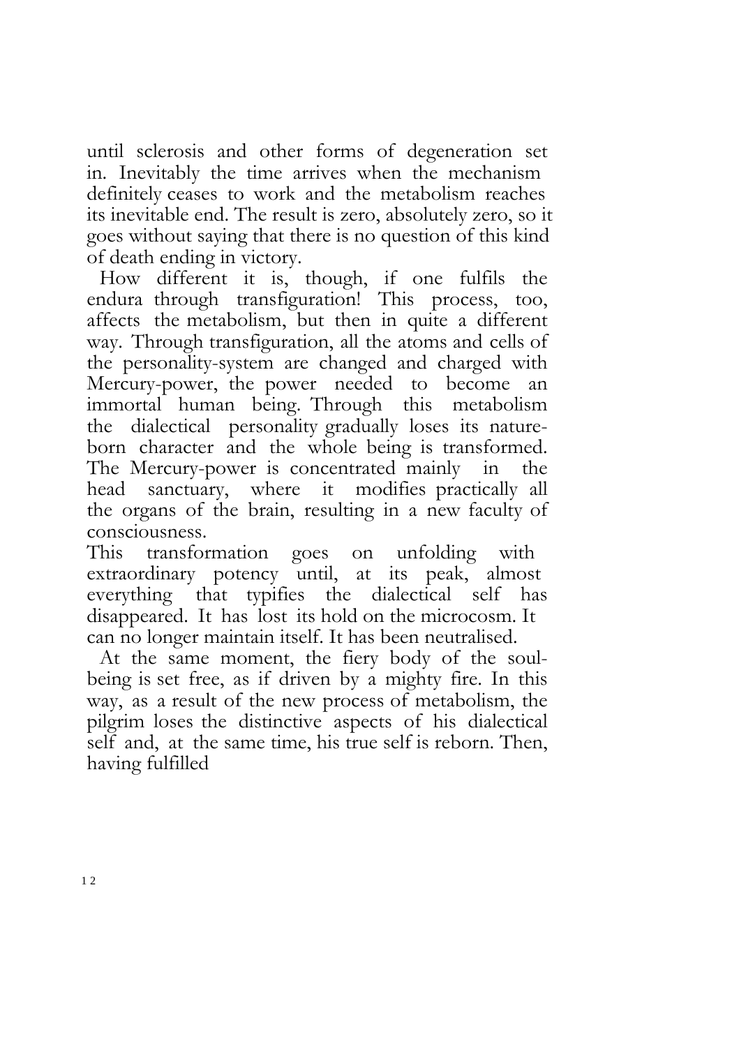until sclerosis and other forms of degeneration set in. Inevitably the time arrives when the mechanism definitely ceases to work and the metabolism reaches its inevitable end. The result is zero, absolutely zero, so it goes without saying that there is no question of this kind of death ending in victory.

How different it is, though, if one fulfils the endura through transfiguration! This process, too, affects the metabolism, but then in quite a different way. Through transfiguration, all the atoms and cells of the personality-system are changed and charged with Mercury-power, the power needed to become an immortal human being. Through this metabolism the dialectical personality gradually loses its nature-born character and the whole being is transformed. The Mercury-power is concentrated mainly in the head sanctuary, where it modifies practically all the organs of the brain, resulting in a new faculty of consciousness.

This transformation goes on unfolding with extraordinary potency until, at its peak, almost everything that typifies the dialectical self has disappeared. It has lost its hold on the microcosm. It can no longer maintain itself. It has been neutralised.

At the same moment, the fiery body of the soul-being is set free, as if driven by a mighty fire. In this way, as a result of the new process of metabolism, the pilgrim loses the distinctive aspects of his dialectical self and, at the same time, his true self is reborn. Then, having fulfilled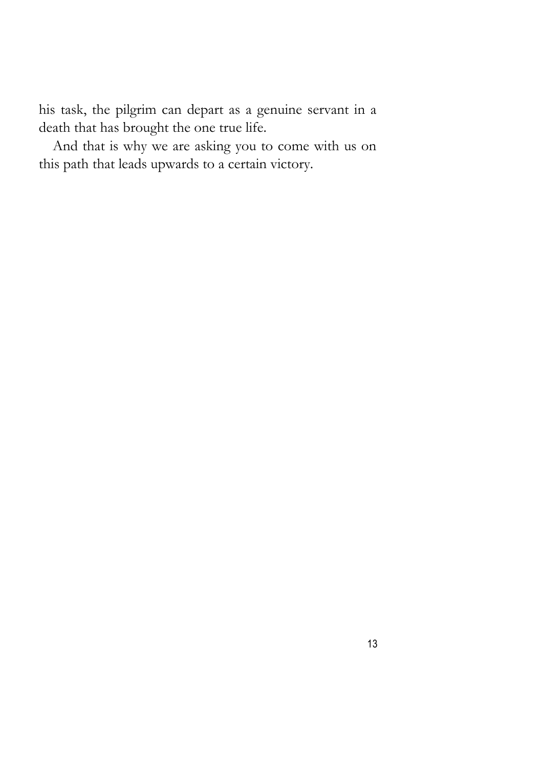his task, the pilgrim can depart as a genuine servant in a death that has brought the one true life.

And that is why we are asking you to come with us on this path that leads upwards to a certain victory.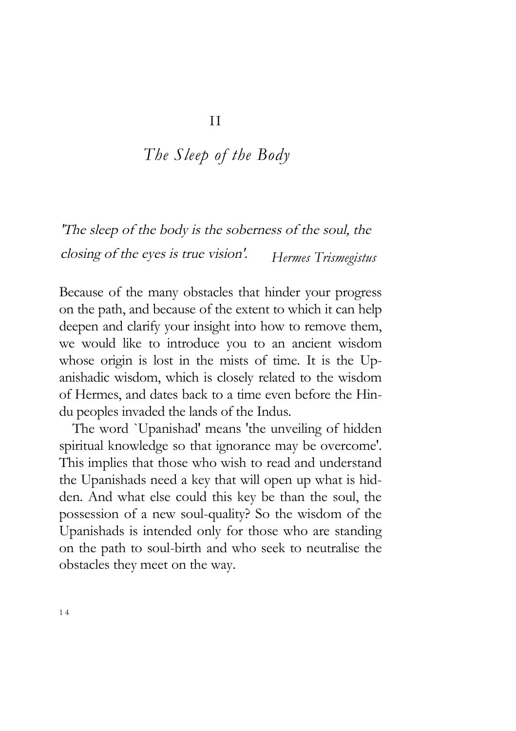# II

## *The Sleep of the Body*

*'The sleep of the body is the soberness of the soul, the closing of the eyes is true vision'.* *Hermes Trismegistus*

Because of the many obstacles that hinder your progress on the path, and because of the extent to which it can help deepen and clarify your insight into how to remove them, we would like to introduce you to an ancient wisdom whose origin is lost in the mists of time. It is the Upanishadic wisdom, which is closely related to the wisdom of Hermes, and dates back to a time even before the Hindu peoples invaded the lands of the Indus.

The word `Upanishad' means 'the unveiling of hidden spiritual knowledge so that ignorance may be overcome'. This implies that those who wish to read and understand the Upanishads need a key that will open up what is hidden. And what else could this key be than the soul, the possession of a new soul-quality? So the wisdom of the Upanishads is intended only for those who are standing on the path to soul-birth and who seek to neutralise the obstacles they meet on the way.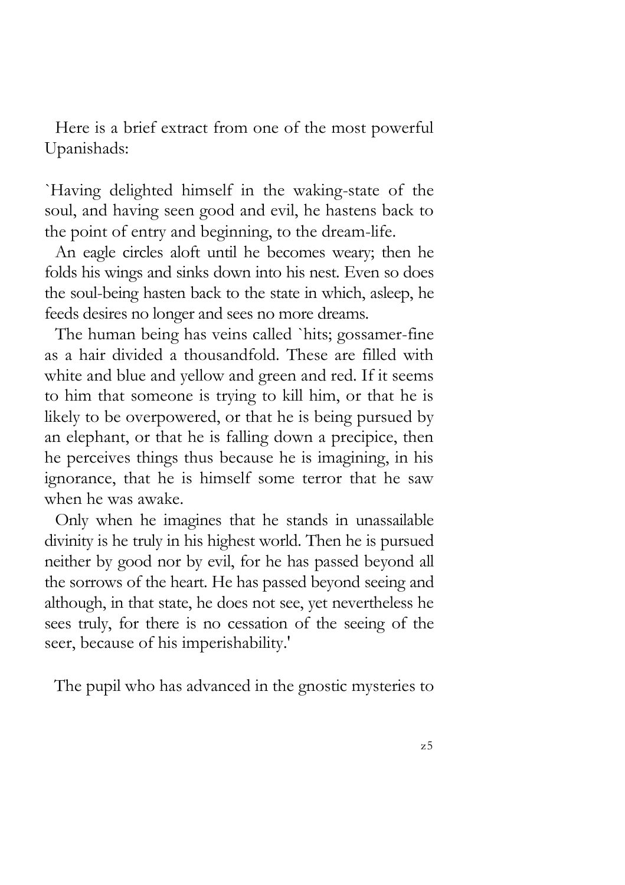Here is a brief extract from one of the most powerful Upanishads:

`Having delighted himself in the waking-state of the soul, and having seen good and evil, he hastens back to the point of entry and beginning, to the dream-life.

An eagle circles aloft until he becomes weary; then he folds his wings and sinks down into his nest. Even so does the soul-being hasten back to the state in which, asleep, he feeds desires no longer and sees no more dreams.

The human being has veins called `hits; gossamer-fine as a hair divided a thousandfold. These are filled with white and blue and yellow and green and red. If it seems to him that someone is trying to kill him, or that he is likely to be overpowered, or that he is being pursued by an elephant, or that he is falling down a precipice, then he perceives things thus because he is imagining, in his ignorance, that he is himself some terror that he saw when he was awake.

Only when he imagines that he stands in unassailable divinity is he truly in his highest world. Then he is pursued neither by good nor by evil, for he has passed beyond all the sorrows of the heart. He has passed beyond seeing and although, in that state, he does not see, yet nevertheless he sees truly, for there is no cessation of the seeing of the seer, because of his imperishability.'

The pupil who has advanced in the gnostic mysteries to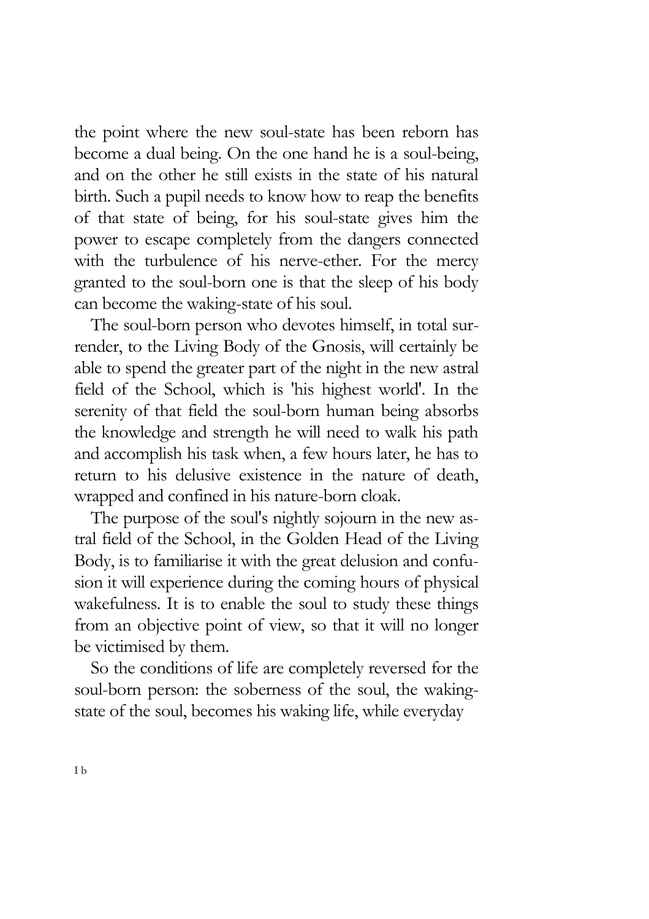the point where the new soul-state has been reborn has become a dual being. On the one hand he is a soul-being, and on the other he still exists in the state of his natural birth. Such a pupil needs to know how to reap the benefits of that state of being, for his soul-state gives him the power to escape completely from the dangers connected with the turbulence of his nerve-ether. For the mercy granted to the soul-born one is that the sleep of his body can become the waking-state of his soul.

The soul-born person who devotes himself, in total surrender, to the Living Body of the Gnosis, will certainly be able to spend the greater part of the night in the new astral field of the School, which is 'his highest world'. In the serenity of that field the soul-born human being absorbs the knowledge and strength he will need to walk his path and accomplish his task when, a few hours later, he has to return to his delusive existence in the nature of death, wrapped and confined in his nature-born cloak.

The purpose of the soul's nightly sojourn in the new astral field of the School, in the Golden Head of the Living Body, is to familiarise it with the great delusion and confusion it will experience during the coming hours of physical wakefulness. It is to enable the soul to study these things from an objective point of view, so that it will no longer be victimised by them.

So the conditions of life are completely reversed for the soul-born person: the soberness of the soul, the waking-state of the soul, becomes his waking life, while everyday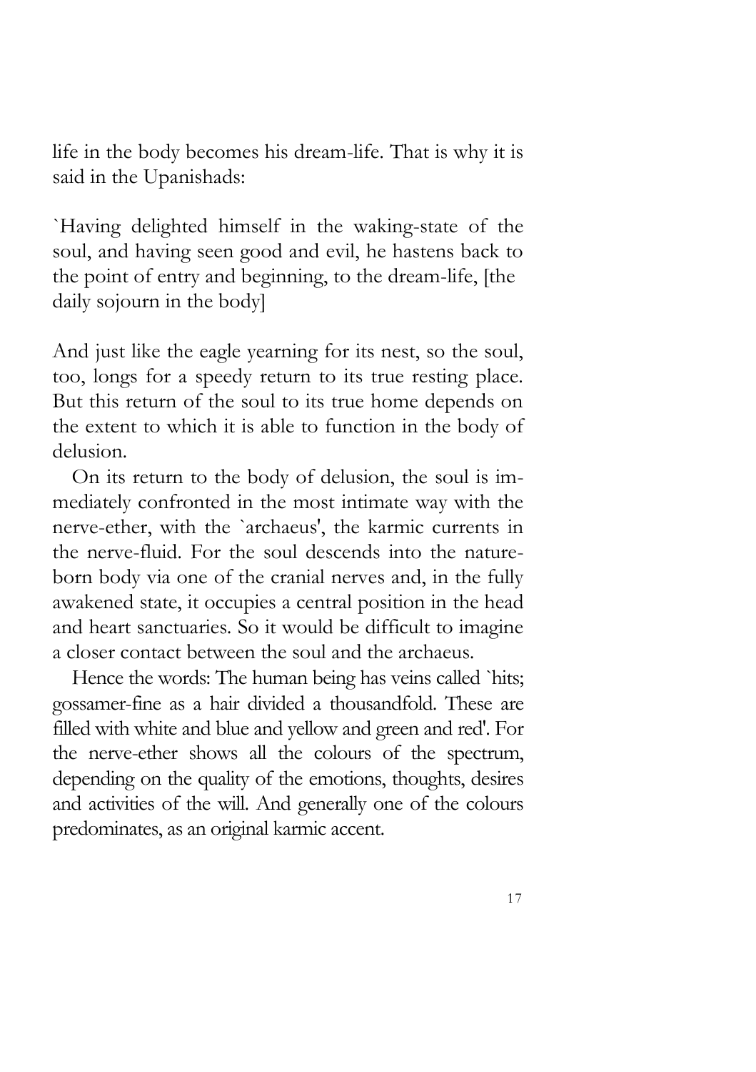life in the body becomes his dream-life. That is why it is said in the Upanishads:

`Having delighted himself in the waking-state of the soul, and having seen good and evil, he hastens back to the point of entry and beginning, to the dream-life, [the daily sojourn in the body]

And just like the eagle yearning for its nest, so the soul, too, longs for a speedy return to its true resting place. But this return of the soul to its true home depends on the extent to which it is able to function in the body of delusion.

On its return to the body of delusion, the soul is immediately confronted in the most intimate way with the nerve-ether, with the `archaeus', the karmic currents in the nerve-fluid. For the soul descends into the nature-born body via one of the cranial nerves and, in the fully awakened state, it occupies a central position in the head and heart sanctuaries. So it would be difficult to imagine a closer contact between the soul and the archaeus.

Hence the words: The human being has veins called `hits; gossamer-fine as a hair divided a thousandfold. These are filled with white and blue and yellow and green and red'. For the nerve-ether shows all the colours of the spectrum, depending on the quality of the emotions, thoughts, desires and activities of the will. And generally one of the colours predominates, as an original karmic accent.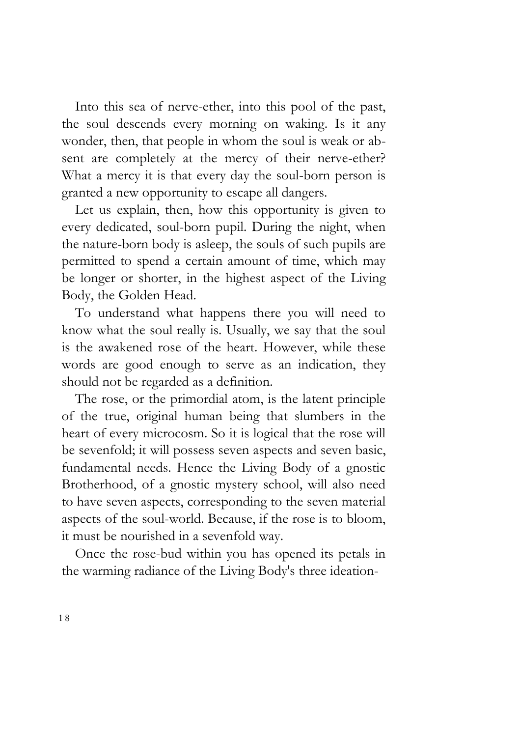Into this sea of nerve-ether, into this pool of the past, the soul descends every morning on waking. Is it any wonder, then, that people in whom the soul is weak or absent are completely at the mercy of their nerve-ether? What a mercy it is that every day the soul-born person is granted a new opportunity to escape all dangers.

Let us explain, then, how this opportunity is given to every dedicated, soul-born pupil. During the night, when the nature-born body is asleep, the souls of such pupils are permitted to spend a certain amount of time, which may be longer or shorter, in the highest aspect of the Living Body, the Golden Head.

To understand what happens there you will need to know what the soul really is. Usually, we say that the soul is the awakened rose of the heart. However, while these words are good enough to serve as an indication, they should not be regarded as a definition.

The rose, or the primordial atom, is the latent principle of the true, original human being that slumbers in the heart of every microcosm. So it is logical that the rose will be sevenfold; it will possess seven aspects and seven basic, fundamental needs. Hence the Living Body of a gnostic Brotherhood, of a gnostic mystery school, will also need to have seven aspects, corresponding to the seven material aspects of the soul-world. Because, if the rose is to bloom, it must be nourished in a sevenfold way.

Once the rose-bud within you has opened its petals in the warming radiance of the Living Body's three ideation-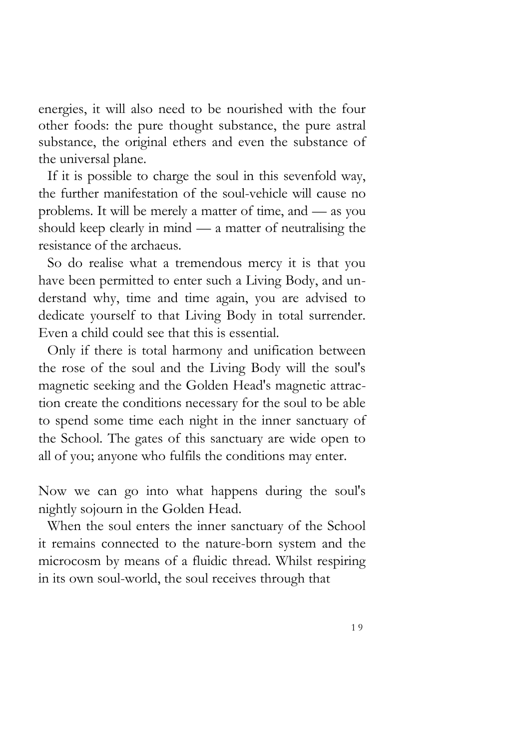energies, it will also need to be nourished with the four other foods: the pure thought substance, the pure astral substance, the original ethers and even the substance of the universal plane.

If it is possible to charge the soul in this sevenfold way, the further manifestation of the soul-vehicle will cause no problems. It will be merely a matter of time, and — as you should keep clearly in mind — a matter of neutralising the resistance of the archaeus.

So do realise what a tremendous mercy it is that you have been permitted to enter such a Living Body, and understand why, time and time again, you are advised to dedicate yourself to that Living Body in total surrender. Even a child could see that this is essential.

Only if there is total harmony and unification between the rose of the soul and the Living Body will the soul's magnetic seeking and the Golden Head's magnetic attraction create the conditions necessary for the soul to be able to spend some time each night in the inner sanctuary of the School. The gates of this sanctuary are wide open to all of you; anyone who fulfils the conditions may enter.

Now we can go into what happens during the soul's nightly sojourn in the Golden Head.

When the soul enters the inner sanctuary of the School it remains connected to the nature-born system and the microcosm by means of a fluidic thread. Whilst respiring in its own soul-world, the soul receives through that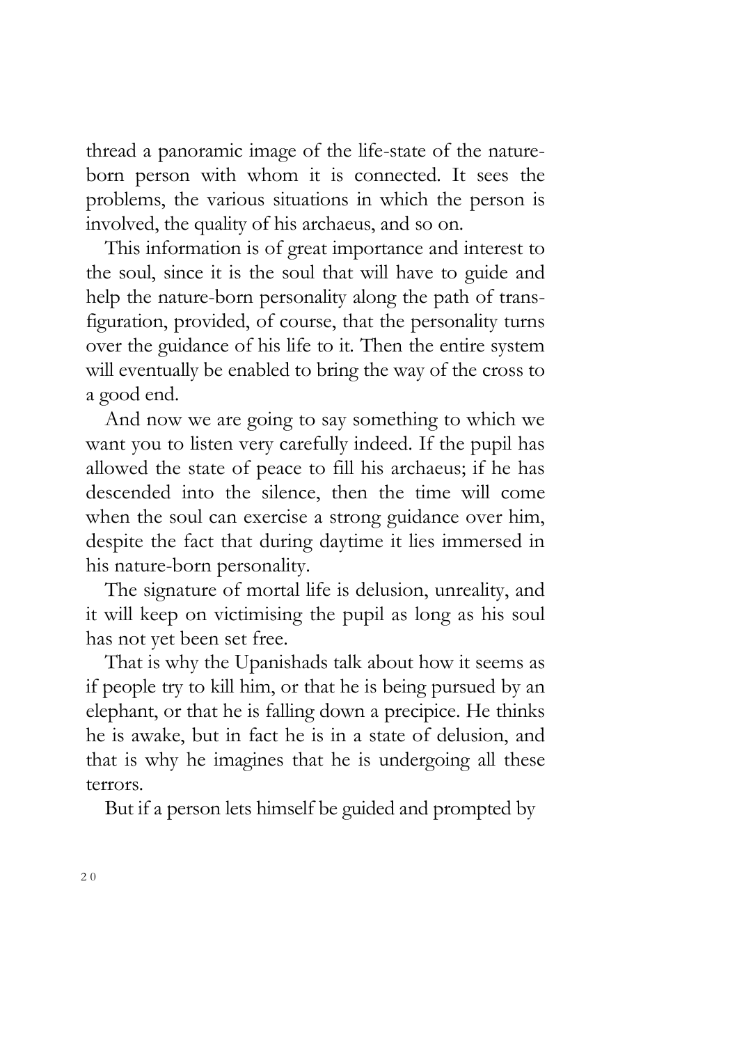thread a panoramic image of the life-state of the nature-born person with whom it is connected. It sees the problems, the various situations in which the person is involved, the quality of his archaeus, and so on.

This information is of great importance and interest to the soul, since it is the soul that will have to guide and help the nature-born personality along the path of transfiguration, provided, of course, that the personality turns over the guidance of his life to it. Then the entire system will eventually be enabled to bring the way of the cross to a good end.

And now we are going to say something to which we want you to listen very carefully indeed. If the pupil has allowed the state of peace to fill his archaeus; if he has descended into the silence, then the time will come when the soul can exercise a strong guidance over him, despite the fact that during daytime it lies immersed in his nature-born personality.

The signature of mortal life is delusion, unreality, and it will keep on victimising the pupil as long as his soul has not yet been set free.

That is why the Upanishads talk about how it seems as if people try to kill him, or that he is being pursued by an elephant, or that he is falling down a precipice. He thinks he is awake, but in fact he is in a state of delusion, and that is why he imagines that he is undergoing all these terrors.

But if a person lets himself be guided and prompted by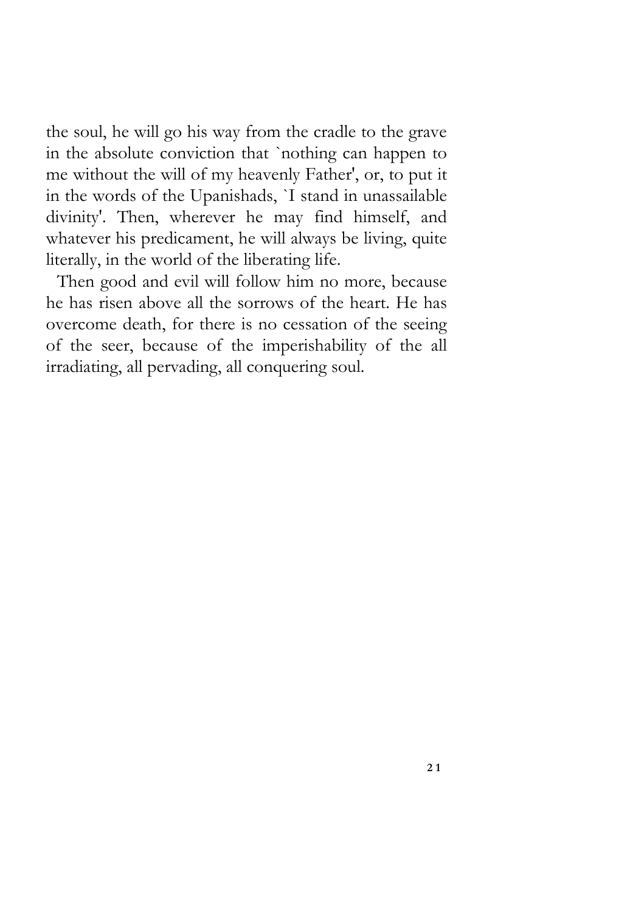the soul, he will go his way from the cradle to the grave in the absolute conviction that `nothing can happen to me without the will of my heavenly Father', or, to put it in the words of the Upanishads, `I stand in unassailable divinity'. Then, wherever he may find himself, and whatever his predicament, he will always be living, quite literally, in the world of the liberating life.

Then good and evil will follow him no more, because he has risen above all the sorrows of the heart. He has overcome death, for there is no cessation of the seeing of the seer, because of the imperishability of the all irradiating, all pervading, all conquering soul.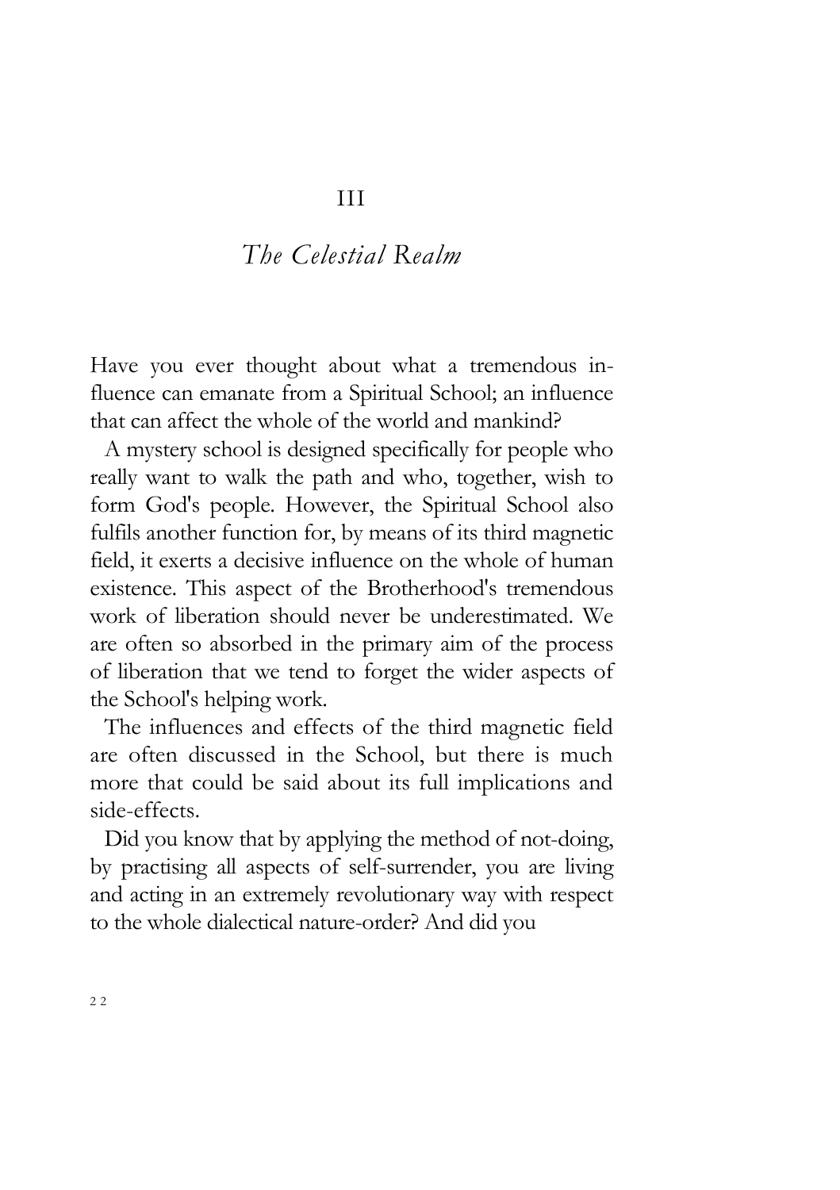# III

## *The Celestial Realm*

Have you ever thought about what a tremendous influence can emanate from a Spiritual School; an influence that can affect the whole of the world and mankind?

A mystery school is designed specifically for people who really want to walk the path and who, together, wish to form God's people. However, the Spiritual School also fulfils another function for, by means of its third magnetic field, it exerts a decisive influence on the whole of human existence. This aspect of the Brotherhood's tremendous work of liberation should never be underestimated. We are often so absorbed in the primary aim of the process of liberation that we tend to forget the wider aspects of the School's helping work.

The influences and effects of the third magnetic field are often discussed in the School, but there is much more that could be said about its full implications and side-effects.

Did you know that by applying the method of not-doing, by practising all aspects of self-surrender, you are living and acting in an extremely revolutionary way with respect to the whole dialectical nature-order? And did you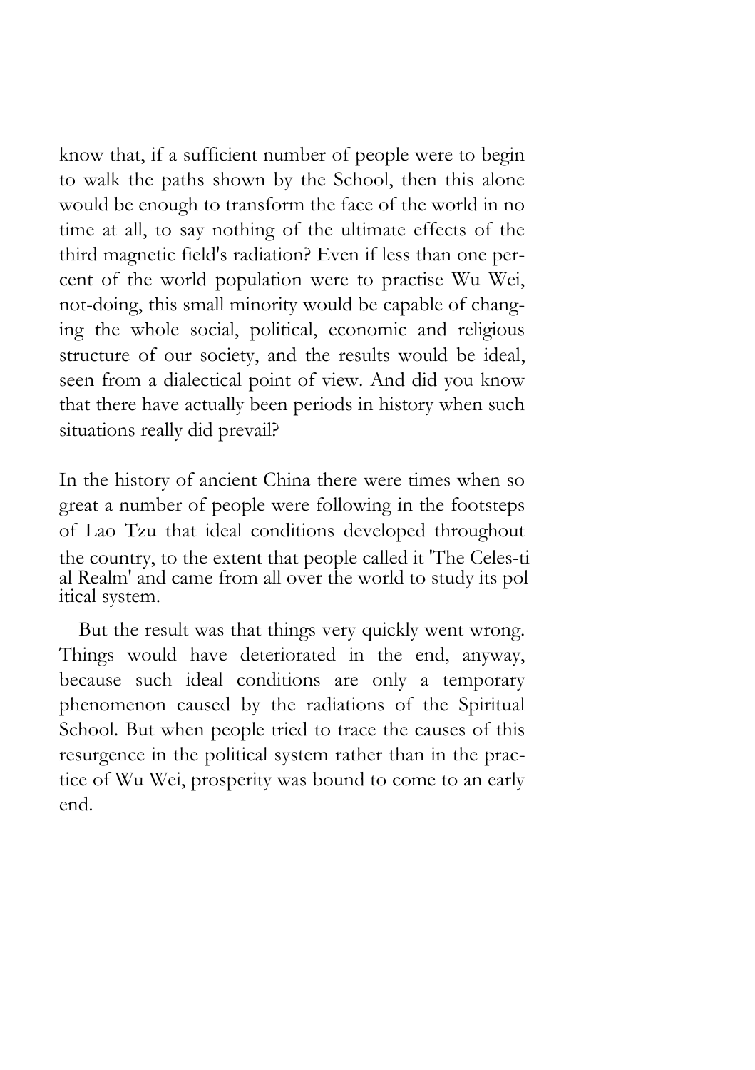know that, if a sufficient number of people were to begin to walk the paths shown by the School, then this alone would be enough to transform the face of the world in no time at all, to say nothing of the ultimate effects of the third magnetic field's radiation? Even if less than one percent of the world population were to practise Wu Wei, not-doing, this small minority would be capable of changing the whole social, political, economic and religious structure of our society, and the results would be ideal, seen from a dialectical point of view. And did you know that there have actually been periods in history when such situations really did prevail?

In the history of ancient China there were times when so great a number of people were following in the footsteps of Lao Tzu that ideal conditions developed throughout the country, to the extent that people called it 'The Celestial Realm' and came from all over the world to study its political system.

But the result was that things very quickly went wrong. Things would have deteriorated in the end, anyway, because such ideal conditions are only a temporary phenomenon caused by the radiations of the Spiritual School. But when people tried to trace the causes of this resurgence in the political system rather than in the practice of Wu Wei, prosperity was bound to come to an early end.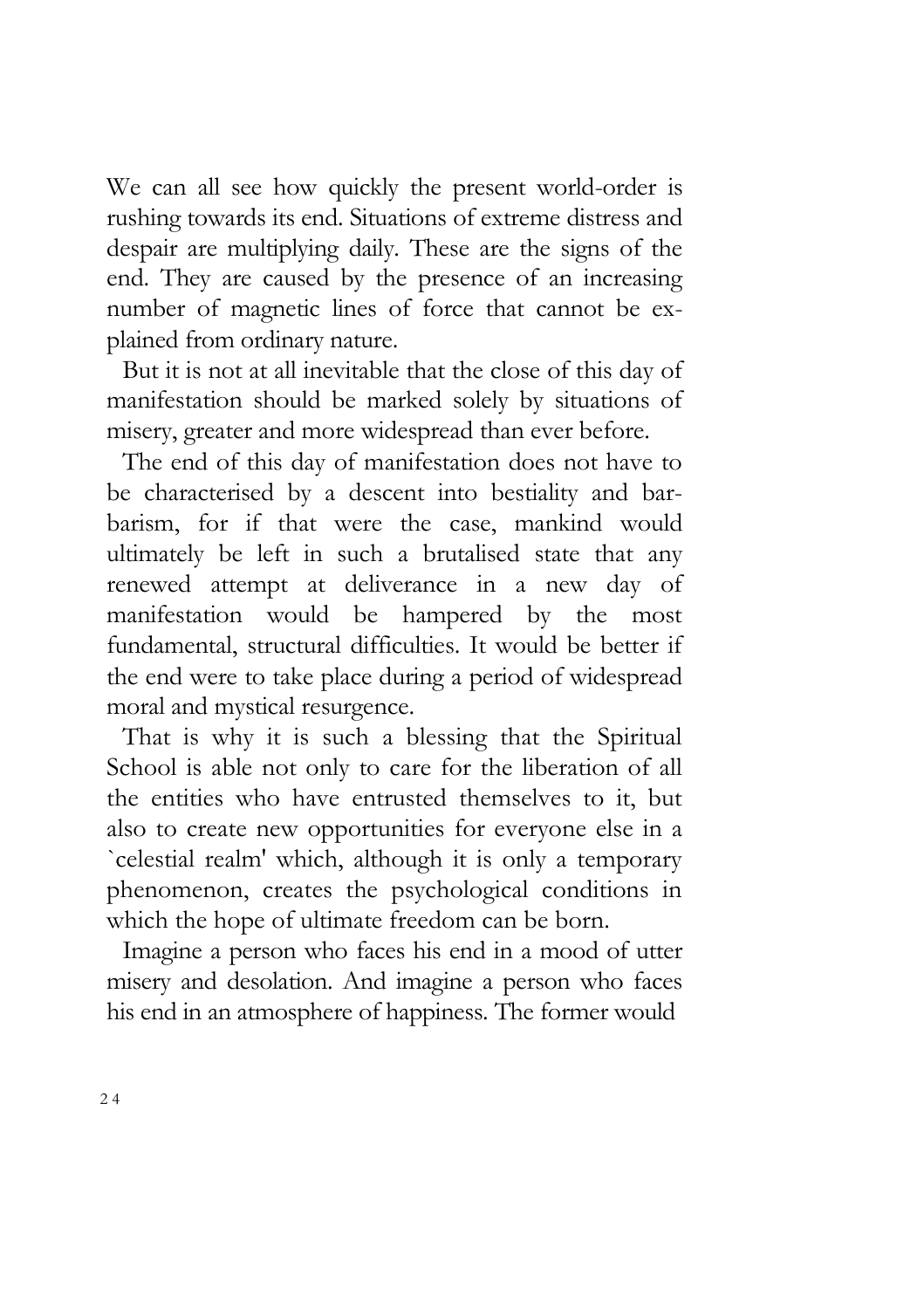We can all see how quickly the present world-order is rushing towards its end. Situations of extreme distress and despair are multiplying daily. These are the signs of the end. They are caused by the presence of an increasing number of magnetic lines of force that cannot be explained from ordinary nature.

But it is not at all inevitable that the close of this day of manifestation should be marked solely by situations of misery, greater and more widespread than ever before.

The end of this day of manifestation does not have to be characterised by a descent into bestiality and barbarism, for if that were the case, mankind would ultimately be left in such a brutalised state that any renewed attempt at deliverance in a new day of manifestation would be hampered by the most fundamental, structural difficulties. It would be better if the end were to take place during a period of widespread moral and mystical resurgence.

That is why it is such a blessing that the Spiritual School is able not only to care for the liberation of all the entities who have entrusted themselves to it, but also to create new opportunities for everyone else in a `celestial realm' which, although it is only a temporary phenomenon, creates the psychological conditions in which the hope of ultimate freedom can be born.

Imagine a person who faces his end in a mood of utter misery and desolation. And imagine a person who faces his end in an atmosphere of happiness. The former would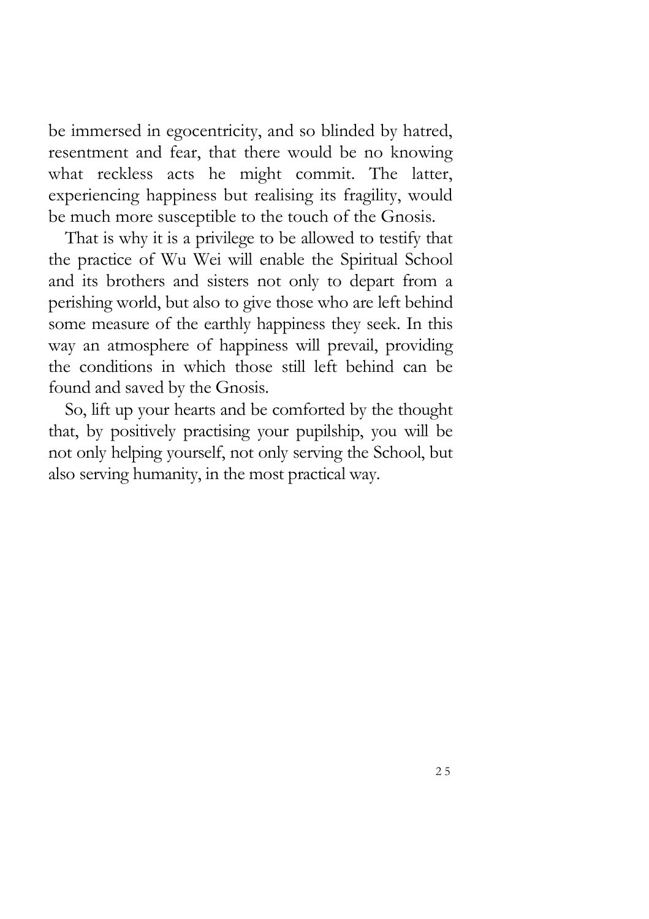be immersed in egocentricity, and so blinded by hatred, resentment and fear, that there would be no knowing what reckless acts he might commit. The latter, experiencing happiness but realising its fragility, would be much more susceptible to the touch of the Gnosis.

That is why it is a privilege to be allowed to testify that the practice of Wu Wei will enable the Spiritual School and its brothers and sisters not only to depart from a perishing world, but also to give those who are left behind some measure of the earthly happiness they seek. In this way an atmosphere of happiness will prevail, providing the conditions in which those still left behind can be found and saved by the Gnosis.

So, lift up your hearts and be comforted by the thought that, by positively practising your pupilship, you will be not only helping yourself, not only serving the School, but also serving humanity, in the most practical way.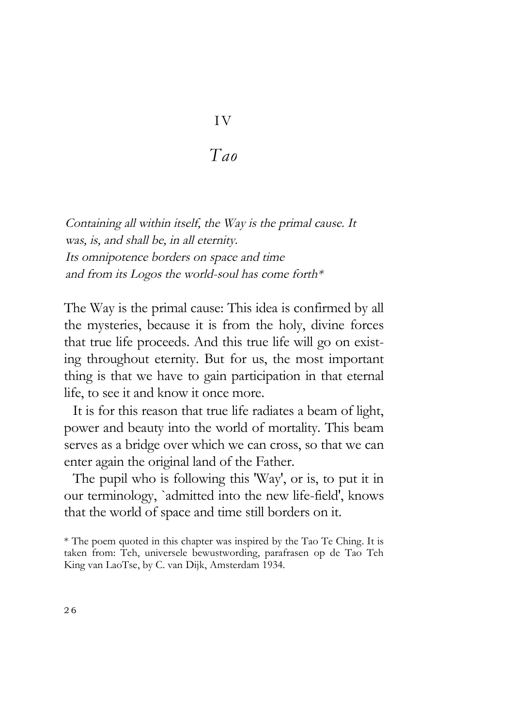# IV

# *Tao*

*Containing all within itself, the Way is the primal cause. It was, is, and shall be, in all eternity.*
*Its omnipotence borders on space and time*
*and from its Logos the world-soul has come forth**

The Way is the primal cause: This idea is confirmed by all the mysteries, because it is from the holy, divine forces that true life proceeds. And this true life will go on existing throughout eternity. But for us, the most important thing is that we have to gain participation in that eternal life, to see it and know it once more.

It is for this reason that true life radiates a beam of light, power and beauty into the world of mortality. This beam serves as a bridge over which we can cross, so that we can enter again the original land of the Father.

The pupil who is following this 'Way', or is, to put it in our terminology, `admitted into the new life-field', knows that the world of space and time still borders on it.

* The poem quoted in this chapter was inspired by the Tao Te Ching. It is taken from: Teh, universele bewustwording, parafrasen op de Tao Teh King van LaoTse, by C. van Dijk, Amsterdam 1934.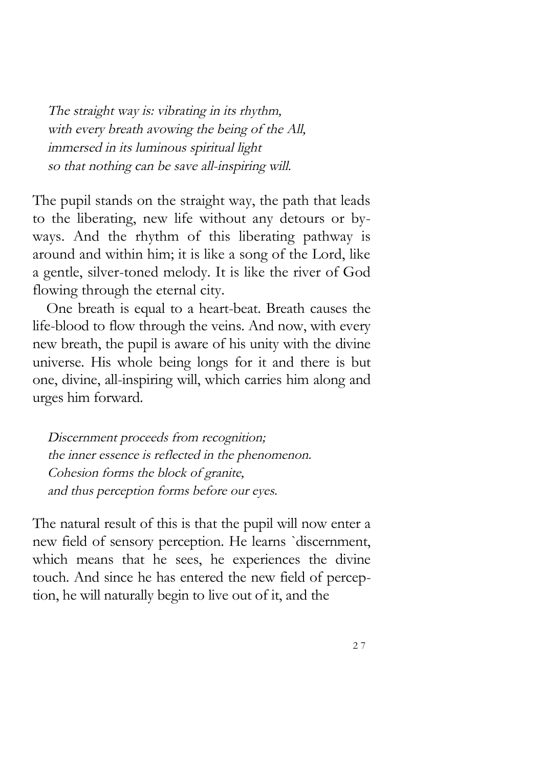*The straight way is: vibrating in its rhythm,*
*with every breath avowing the being of the All,*
*immersed in its luminous spiritual light*
*so that nothing can be save all-inspiring will.*

The pupil stands on the straight way, the path that leads to the liberating, new life without any detours or byways. And the rhythm of this liberating pathway is around and within him; it is like a song of the Lord, like a gentle, silver-toned melody. It is like the river of God flowing through the eternal city.

One breath is equal to a heart-beat. Breath causes the life-blood to flow through the veins. And now, with every new breath, the pupil is aware of his unity with the divine universe. His whole being longs for it and there is but one, divine, all-inspiring will, which carries him along and urges him forward.

*Discernment proceeds from recognition;*
*the inner essence is reflected in the phenomenon.*
*Cohesion forms the block of granite,*
*and thus perception forms before our eyes.*

The natural result of this is that the pupil will now enter a new field of sensory perception. He learns `discernment, which means that he sees, he experiences the divine touch. And since he has entered the new field of perception, he will naturally begin to live out of it, and the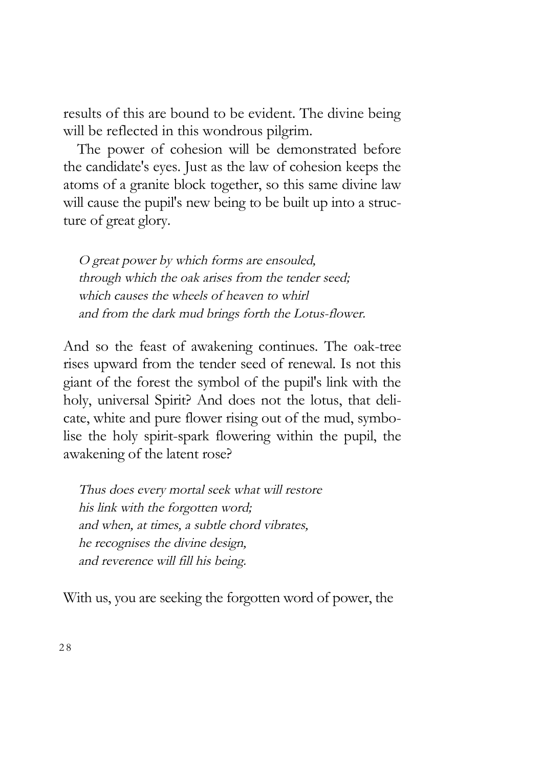results of this are bound to be evident. The divine being will be reflected in this wondrous pilgrim.

The power of cohesion will be demonstrated before the candidate's eyes. Just as the law of cohesion keeps the atoms of a granite block together, so this same divine law will cause the pupil's new being to be built up into a structure of great glory.

*O great power by which forms are ensouled,*
*through which the oak arises from the tender seed;*
*which causes the wheels of heaven to whirl*
*and from the dark mud brings forth the Lotus-flower.*

And so the feast of awakening continues. The oak-tree rises upward from the tender seed of renewal. Is not this giant of the forest the symbol of the pupil's link with the holy, universal Spirit? And does not the lotus, that delicate, white and pure flower rising out of the mud, symbolise the holy spirit-spark flowering within the pupil, the awakening of the latent rose?

*Thus does every mortal seek what will restore*
*his link with the forgotten word;*
*and when, at times, a subtle chord vibrates,*
*he recognises the divine design,*
*and reverence will fill his being.*

With us, you are seeking the forgotten word of power, the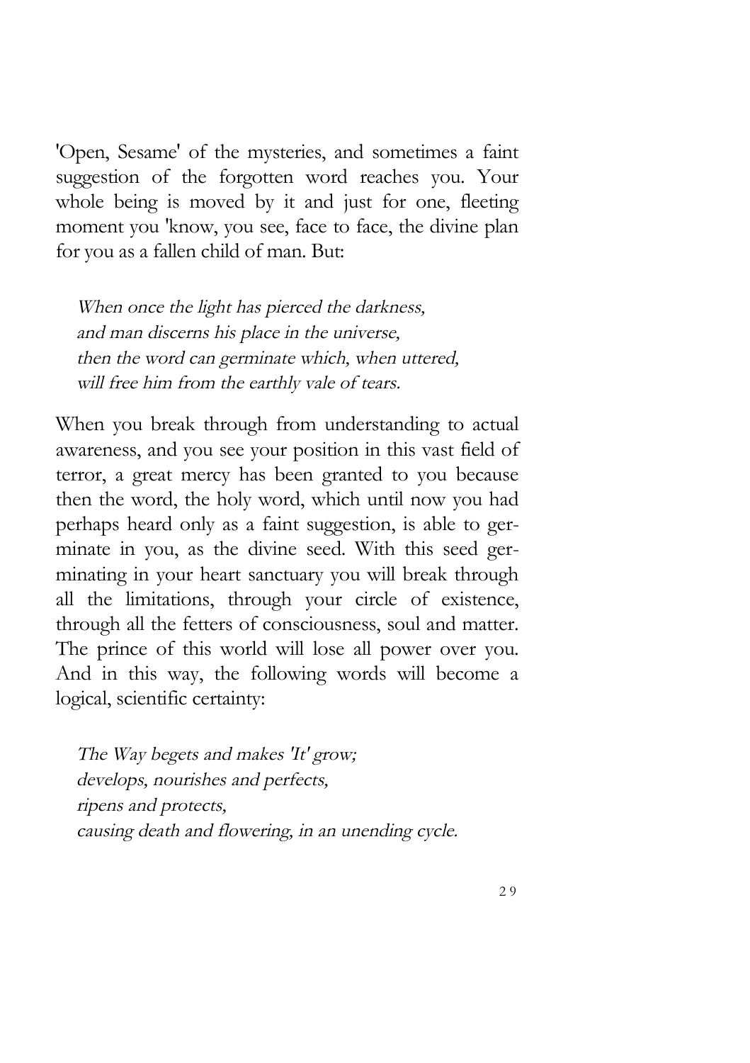'Open, Sesame' of the mysteries, and sometimes a faint suggestion of the forgotten word reaches you. Your whole being is moved by it and just for one, fleeting moment you 'know, you see, face to face, the divine plan for you as a fallen child of man. But:

> *When once the light has pierced the darkness,*
> *and man discerns his place in the universe,*
> *then the word can germinate which, when uttered,*
> *will free him from the earthly vale of tears.*

When you break through from understanding to actual awareness, and you see your position in this vast field of terror, a great mercy has been granted to you because then the word, the holy word, which until now you had perhaps heard only as a faint suggestion, is able to germinate in you, as the divine seed. With this seed germinating in your heart sanctuary you will break through all the limitations, through your circle of existence, through all the fetters of consciousness, soul and matter. The prince of this world will lose all power over you. And in this way, the following words will become a logical, scientific certainty:

> *The Way begets and makes 'It' grow;*
> *develops, nourishes and perfects,*
> *ripens and protects,*
> *causing death and flowering, in an unending cycle.*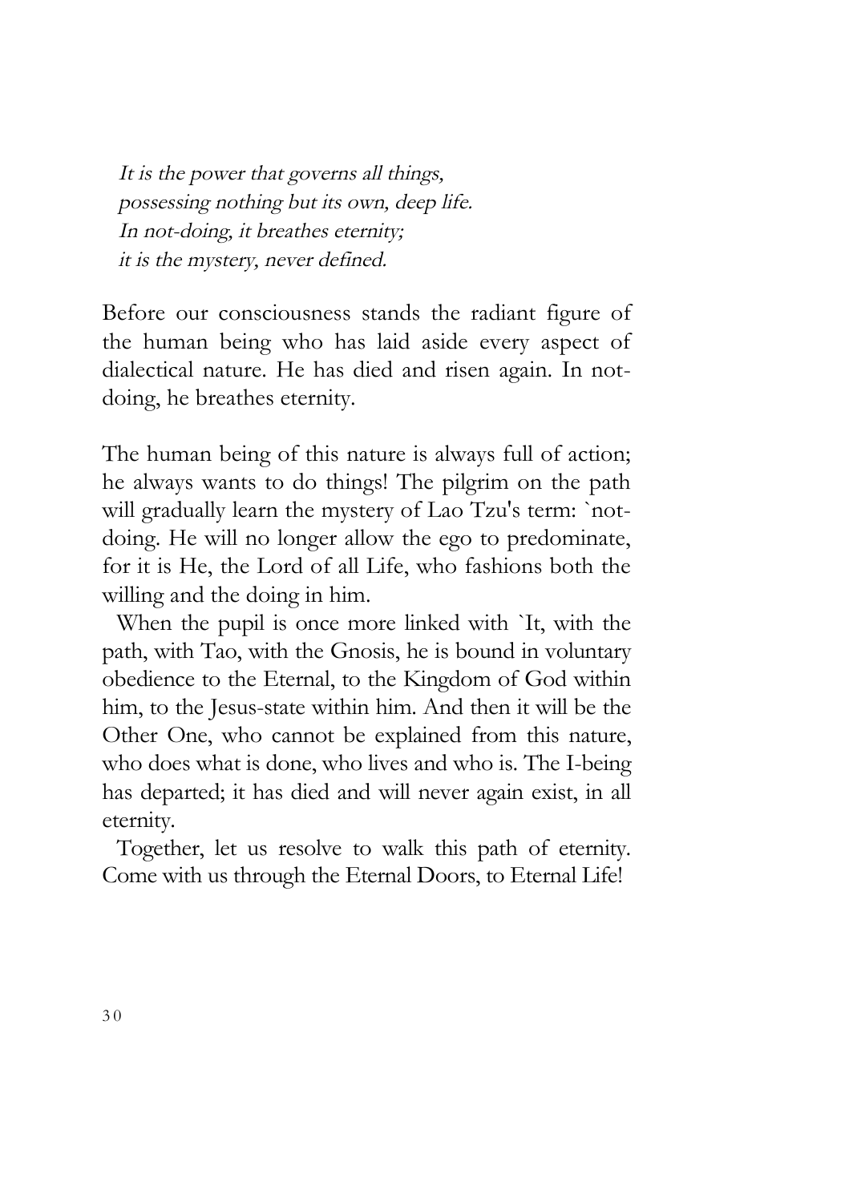*It is the power that governs all things,*
*possessing nothing but its own, deep life.*
*In not-doing, it breathes eternity;*
*it is the mystery, never defined.*

Before our consciousness stands the radiant figure of the human being who has laid aside every aspect of dialectical nature. He has died and risen again. In not-doing, he breathes eternity.

The human being of this nature is always full of action; he always wants to do things! The pilgrim on the path will gradually learn the mystery of Lao Tzu's term: `not-doing. He will no longer allow the ego to predominate, for it is He, the Lord of all Life, who fashions both the willing and the doing in him.

When the pupil is once more linked with `It, with the path, with Tao, with the Gnosis, he is bound in voluntary obedience to the Eternal, to the Kingdom of God within him, to the Jesus-state within him. And then it will be the Other One, who cannot be explained from this nature, who does what is done, who lives and who is. The I-being has departed; it has died and will never again exist, in all eternity.

Together, let us resolve to walk this path of eternity. Come with us through the Eternal Doors, to Eternal Life!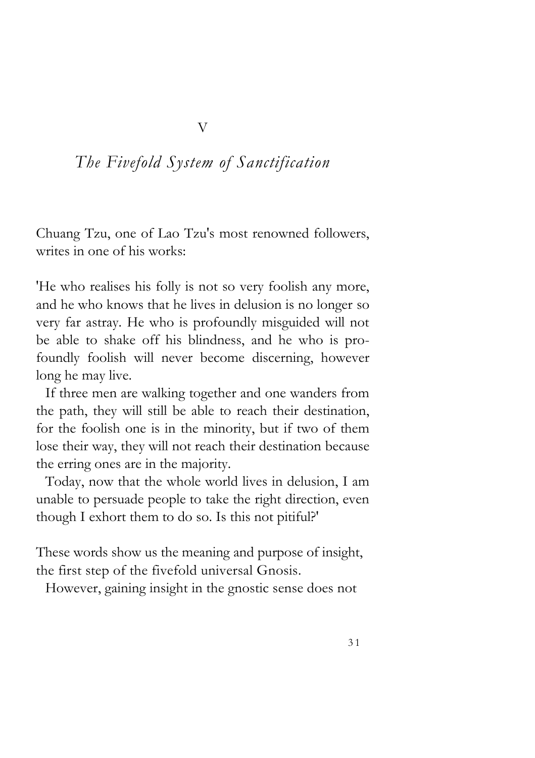# V

## *The Fivefold System of Sanctification*

Chuang Tzu, one of Lao Tzu's most renowned followers, writes in one of his works:

'He who realises his folly is not so very foolish any more, and he who knows that he lives in delusion is no longer so very far astray. He who is profoundly misguided will not be able to shake off his blindness, and he who is profoundly foolish will never become discerning, however long he may live.

If three men are walking together and one wanders from the path, they will still be able to reach their destination, for the foolish one is in the minority, but if two of them lose their way, they will not reach their destination because the erring ones are in the majority.

Today, now that the whole world lives in delusion, I am unable to persuade people to take the right direction, even though I exhort them to do so. Is this not pitiful?'

These words show us the meaning and purpose of insight, the first step of the fivefold universal Gnosis.

However, gaining insight in the gnostic sense does not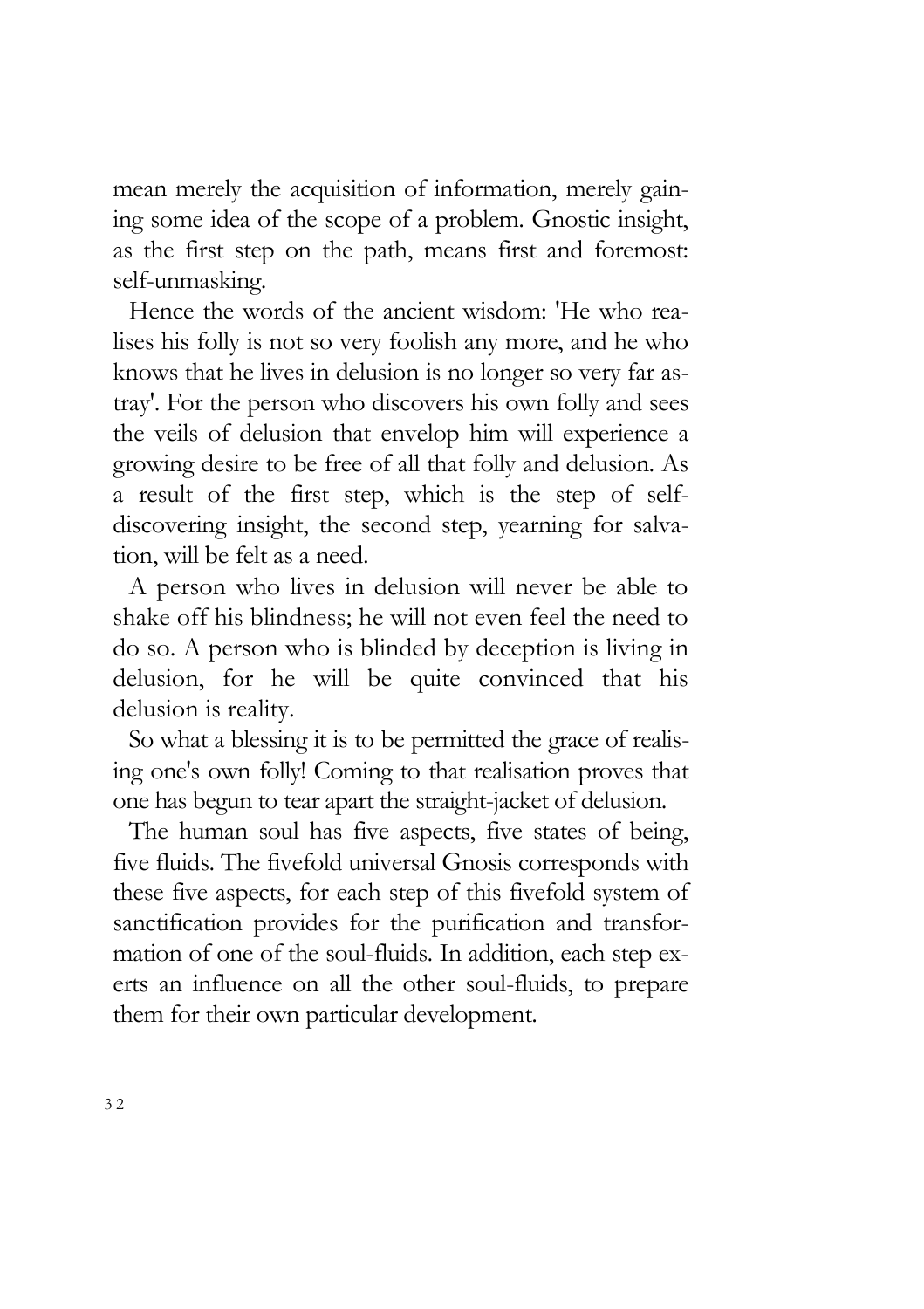mean merely the acquisition of information, merely gaining some idea of the scope of a problem. Gnostic insight, as the first step on the path, means first and foremost: self-unmasking.

Hence the words of the ancient wisdom: 'He who realises his folly is not so very foolish any more, and he who knows that he lives in delusion is no longer so very far astray'. For the person who discovers his own folly and sees the veils of delusion that envelop him will experience a growing desire to be free of all that folly and delusion. As a result of the first step, which is the step of self-discovering insight, the second step, yearning for salvation, will be felt as a need.

A person who lives in delusion will never be able to shake off his blindness; he will not even feel the need to do so. A person who is blinded by deception is living in delusion, for he will be quite convinced that his delusion is reality.

So what a blessing it is to be permitted the grace of realising one's own folly! Coming to that realisation proves that one has begun to tear apart the straight-jacket of delusion.

The human soul has five aspects, five states of being, five fluids. The fivefold universal Gnosis corresponds with these five aspects, for each step of this fivefold system of sanctification provides for the purification and transformation of one of the soul-fluids. In addition, each step exerts an influence on all the other soul-fluids, to prepare them for their own particular development.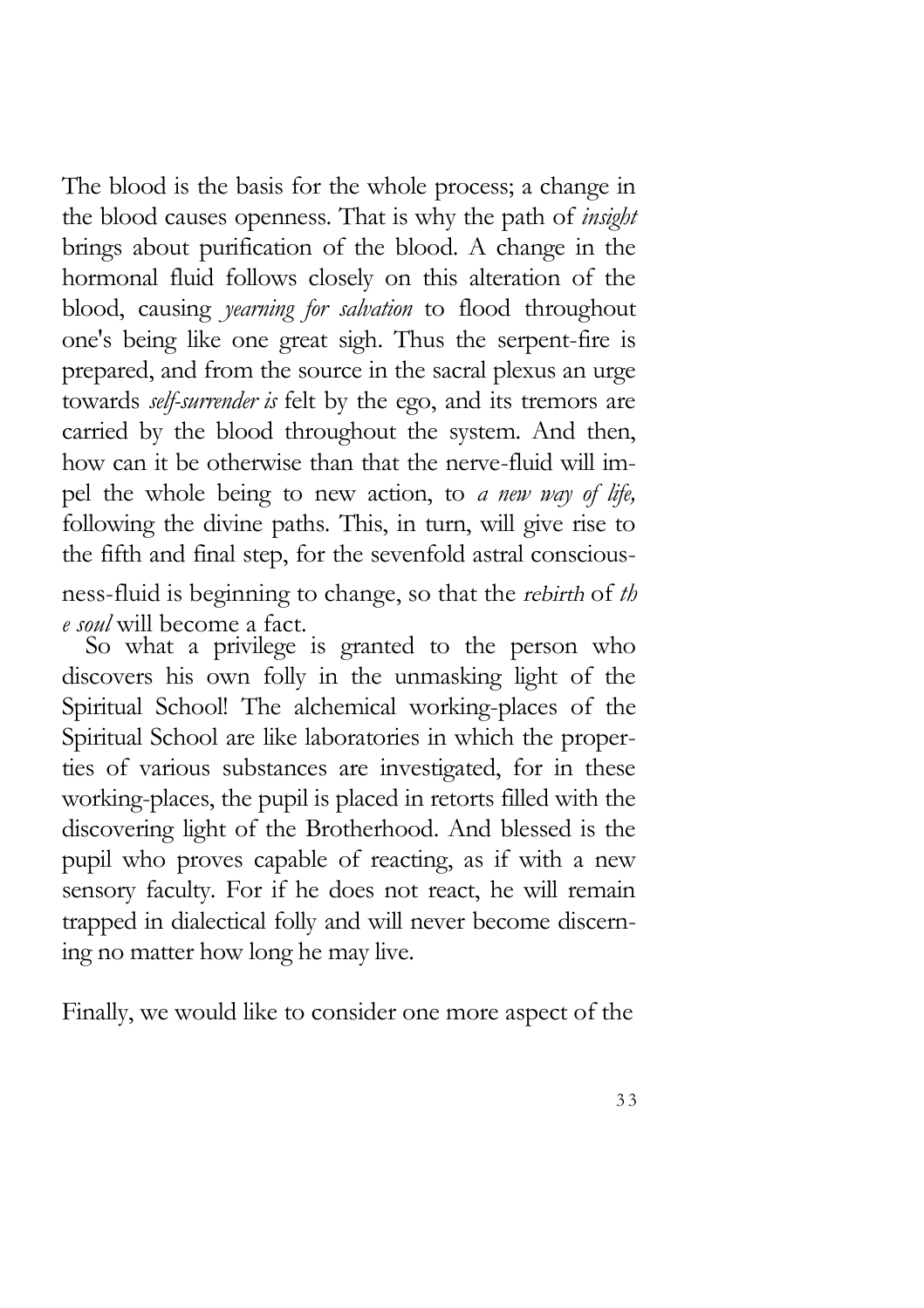The blood is the basis for the whole process; a change in the blood causes openness. That is why the path of *insight* brings about purification of the blood. A change in the hormonal fluid follows closely on this alteration of the blood, causing *yearning for salvation* to flood throughout one's being like one great sigh. Thus the serpent-fire is prepared, and from the source in the sacral plexus an urge towards *self-surrender is* felt by the ego, and its tremors are carried by the blood throughout the system. And then, how can it be otherwise than that the nerve-fluid will impel the whole being to new action, to *a new way of life,* following the divine paths. This, in turn, will give rise to the fifth and final step, for the sevenfold astral consciousness-fluid is beginning to change, so that the *rebirth* of *the soul* will become a fact.

So what a privilege is granted to the person who discovers his own folly in the unmasking light of the Spiritual School! The alchemical working-places of the Spiritual School are like laboratories in which the properties of various substances are investigated, for in these working-places, the pupil is placed in retorts filled with the discovering light of the Brotherhood. And blessed is the pupil who proves capable of reacting, as if with a new sensory faculty. For if he does not react, he will remain trapped in dialectical folly and will never become discerning no matter how long he may live.

Finally, we would like to consider one more aspect of the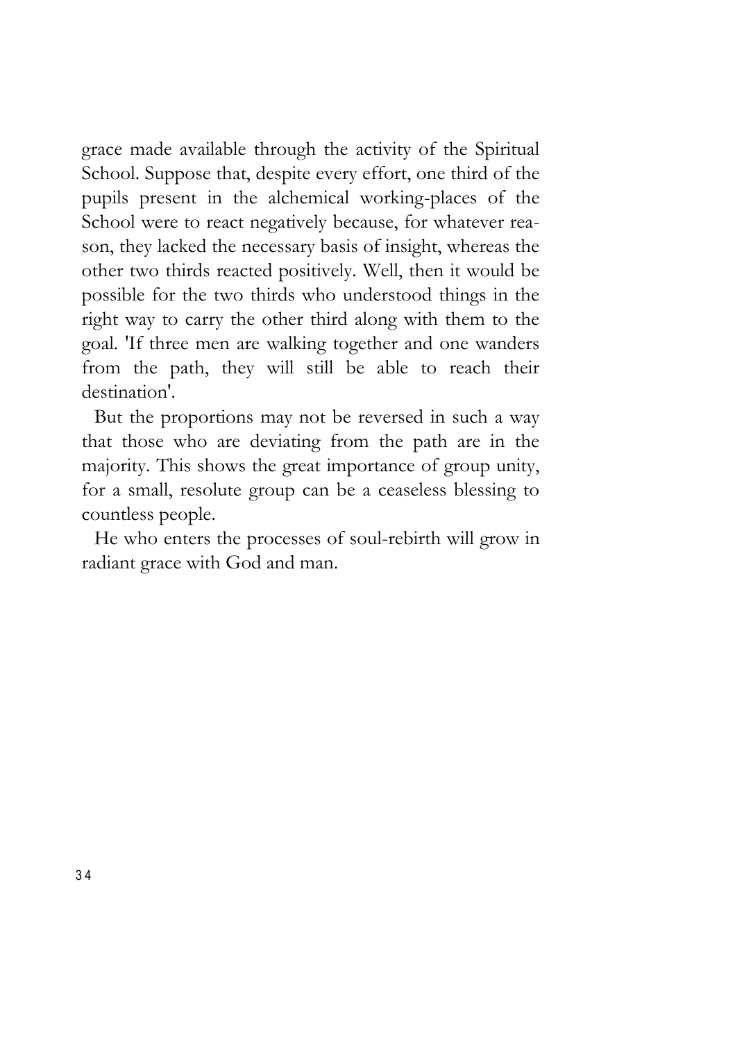grace made available through the activity of the Spiritual School. Suppose that, despite every effort, one third of the pupils present in the alchemical working-places of the School were to react negatively because, for whatever reason, they lacked the necessary basis of insight, whereas the other two thirds reacted positively. Well, then it would be possible for the two thirds who understood things in the right way to carry the other third along with them to the goal. 'If three men are walking together and one wanders from the path, they will still be able to reach their destination'.

But the proportions may not be reversed in such a way that those who are deviating from the path are in the majority. This shows the great importance of group unity, for a small, resolute group can be a ceaseless blessing to countless people.

He who enters the processes of soul-rebirth will grow in radiant grace with God and man.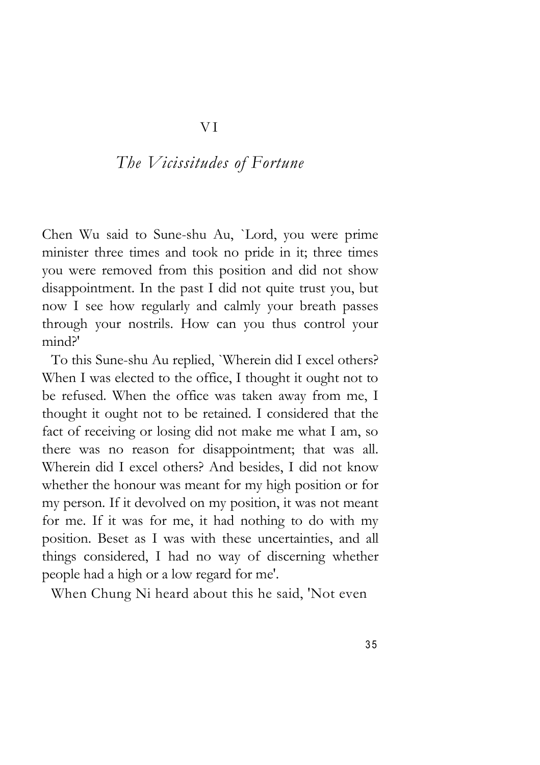# VI

## *The Vicissitudes of Fortune*

Chen Wu said to Sune-shu Au, `Lord, you were prime minister three times and took no pride in it; three times you were removed from this position and did not show disappointment. In the past I did not quite trust you, but now I see how regularly and calmly your breath passes through your nostrils. How can you thus control your mind?'

To this Sune-shu Au replied, `Wherein did I excel others? When I was elected to the office, I thought it ought not to be refused. When the office was taken away from me, I thought it ought not to be retained. I considered that the fact of receiving or losing did not make me what I am, so there was no reason for disappointment; that was all. Wherein did I excel others? And besides, I did not know whether the honour was meant for my high position or for my person. If it devolved on my position, it was not meant for me. If it was for me, it had nothing to do with my position. Beset as I was with these uncertainties, and all things considered, I had no way of discerning whether people had a high or a low regard for me'.

When Chung Ni heard about this he said, 'Not even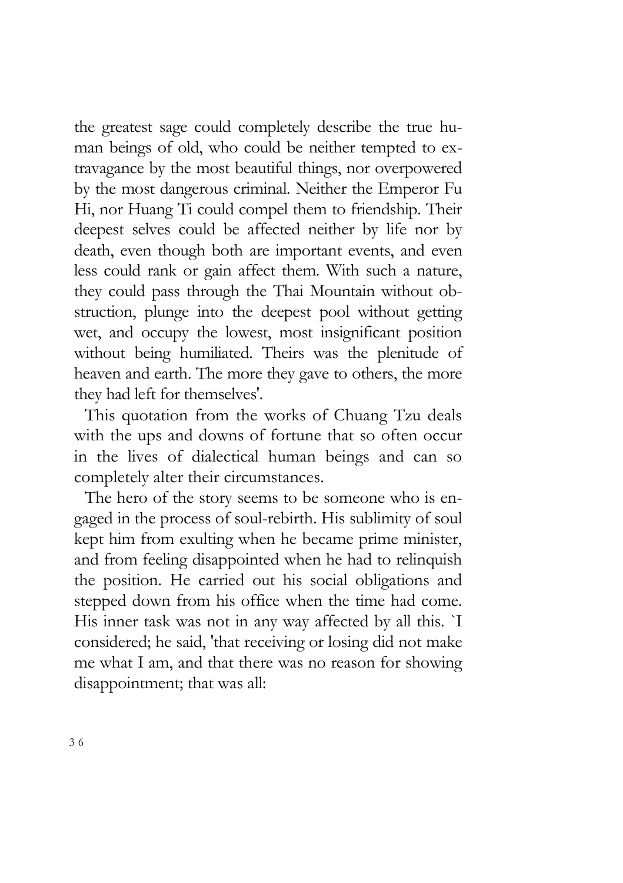the greatest sage could completely describe the true human beings of old, who could be neither tempted to extravagance by the most beautiful things, nor overpowered by the most dangerous criminal. Neither the Emperor Fu Hi, nor Huang Ti could compel them to friendship. Their deepest selves could be affected neither by life nor by death, even though both are important events, and even less could rank or gain affect them. With such a nature, they could pass through the Thai Mountain without obstruction, plunge into the deepest pool without getting wet, and occupy the lowest, most insignificant position without being humiliated. Theirs was the plenitude of heaven and earth. The more they gave to others, the more they had left for themselves'.

This quotation from the works of Chuang Tzu deals with the ups and downs of fortune that so often occur in the lives of dialectical human beings and can so completely alter their circumstances.

The hero of the story seems to be someone who is engaged in the process of soul-rebirth. His sublimity of soul kept him from exulting when he became prime minister, and from feeling disappointed when he had to relinquish the position. He carried out his social obligations and stepped down from his office when the time had come. His inner task was not in any way affected by all this. `I considered; he said, 'that receiving or losing did not make me what I am, and that there was no reason for showing disappointment; that was all: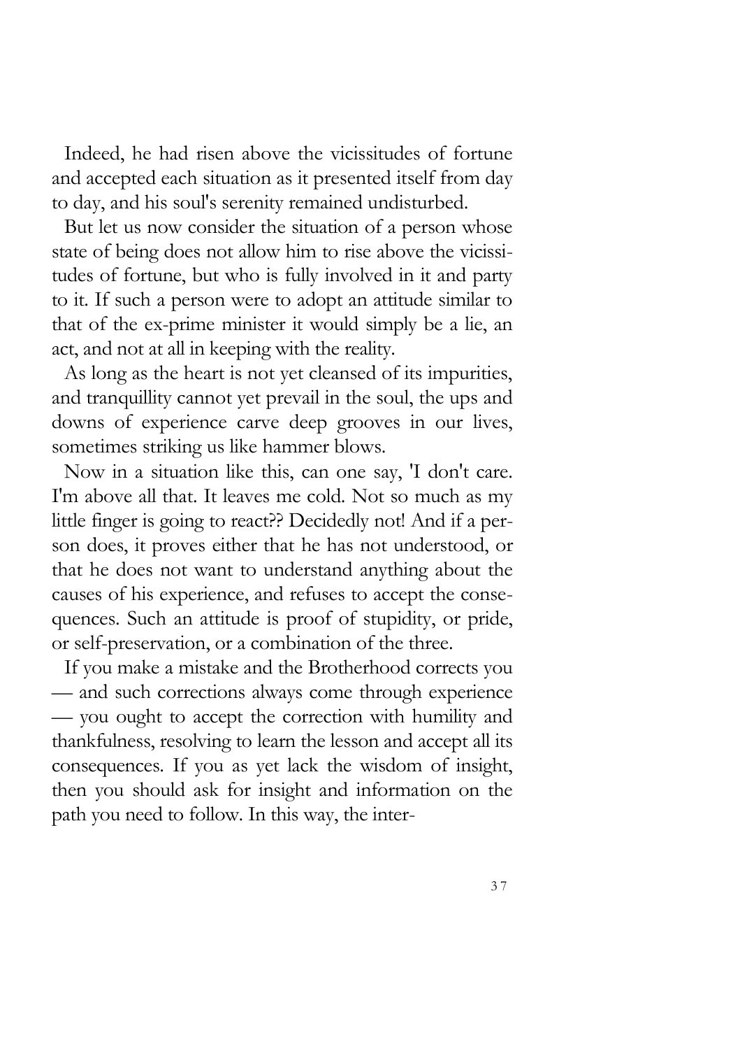Indeed, he had risen above the vicissitudes of fortune and accepted each situation as it presented itself from day to day, and his soul's serenity remained undisturbed.

But let us now consider the situation of a person whose state of being does not allow him to rise above the vicissitudes of fortune, but who is fully involved in it and party to it. If such a person were to adopt an attitude similar to that of the ex-prime minister it would simply be a lie, an act, and not at all in keeping with the reality.

As long as the heart is not yet cleansed of its impurities, and tranquillity cannot yet prevail in the soul, the ups and downs of experience carve deep grooves in our lives, sometimes striking us like hammer blows.

Now in a situation like this, can one say, 'I don't care. I'm above all that. It leaves me cold. Not so much as my little finger is going to react?? Decidedly not! And if a person does, it proves either that he has not understood, or that he does not want to understand anything about the causes of his experience, and refuses to accept the consequences. Such an attitude is proof of stupidity, or pride, or self-preservation, or a combination of the three.

If you make a mistake and the Brotherhood corrects you — and such corrections always come through experience — you ought to accept the correction with humility and thankfulness, resolving to learn the lesson and accept all its consequences. If you as yet lack the wisdom of insight, then you should ask for insight and information on the path you need to follow. In this way, the inter-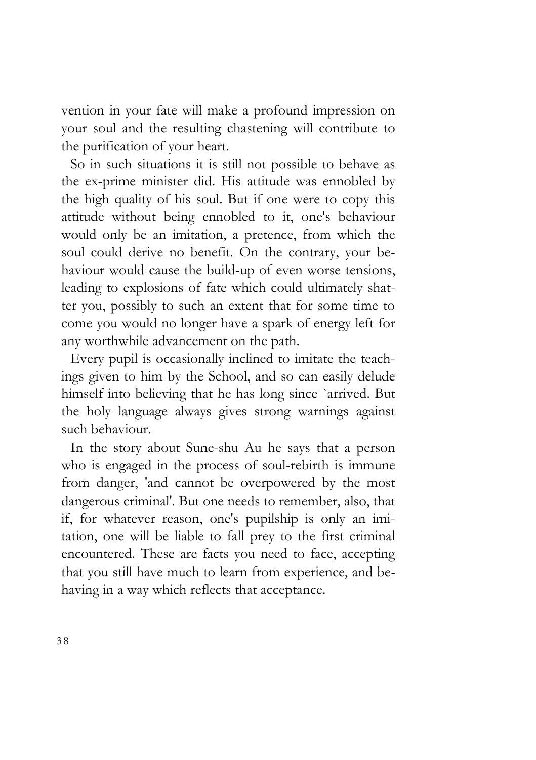vention in your fate will make a profound impression on your soul and the resulting chastening will contribute to the purification of your heart.

So in such situations it is still not possible to behave as the ex-prime minister did. His attitude was ennobled by the high quality of his soul. But if one were to copy this attitude without being ennobled to it, one's behaviour would only be an imitation, a pretence, from which the soul could derive no benefit. On the contrary, your behaviour would cause the build-up of even worse tensions, leading to explosions of fate which could ultimately shatter you, possibly to such an extent that for some time to come you would no longer have a spark of energy left for any worthwhile advancement on the path.

Every pupil is occasionally inclined to imitate the teachings given to him by the School, and so can easily delude himself into believing that he has long since `arrived. But the holy language always gives strong warnings against such behaviour.

In the story about Sune-shu Au he says that a person who is engaged in the process of soul-rebirth is immune from danger, 'and cannot be overpowered by the most dangerous criminal'. But one needs to remember, also, that if, for whatever reason, one's pupilship is only an imitation, one will be liable to fall prey to the first criminal encountered. These are facts you need to face, accepting that you still have much to learn from experience, and behaving in a way which reflects that acceptance.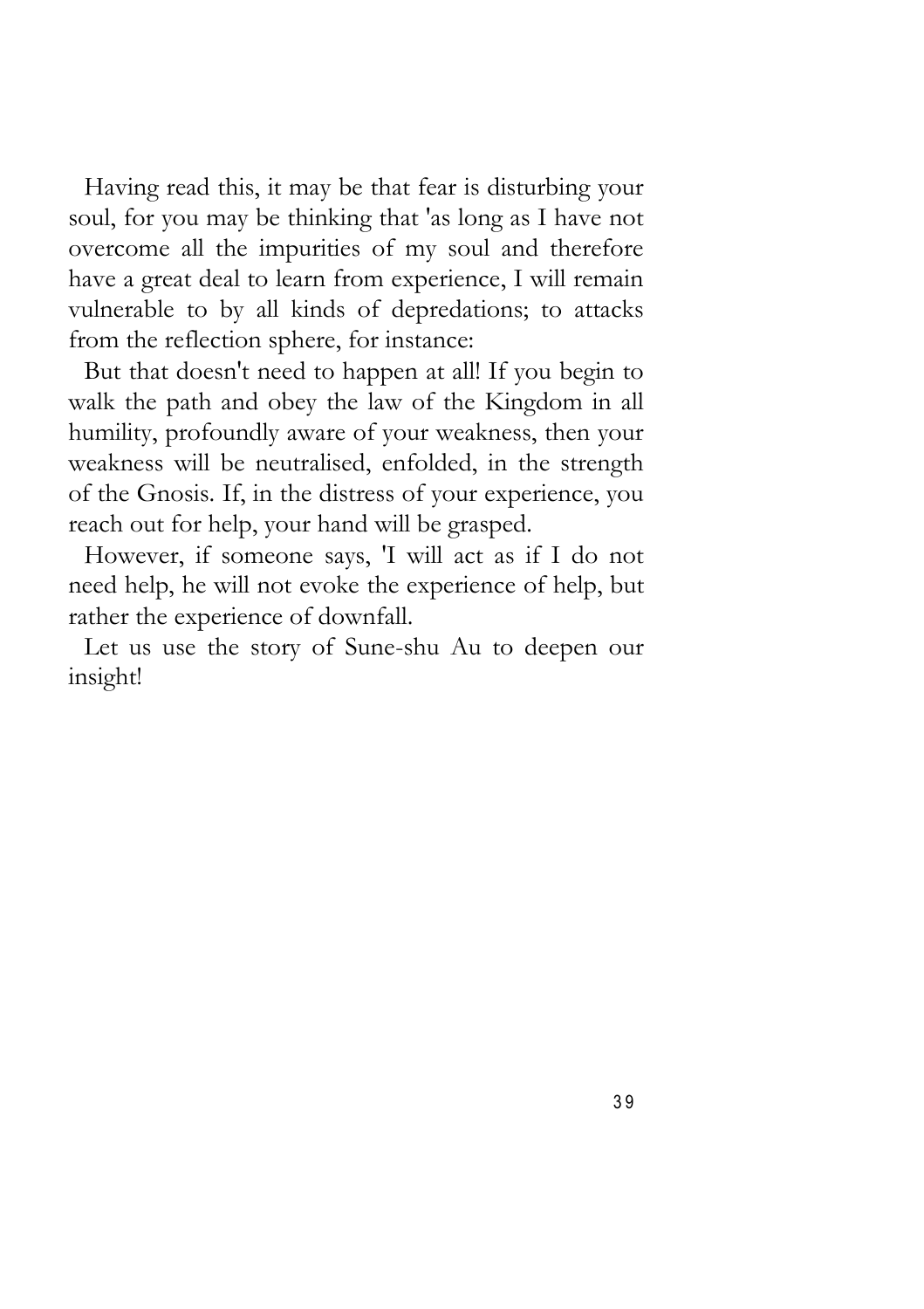Having read this, it may be that fear is disturbing your soul, for you may be thinking that 'as long as I have not overcome all the impurities of my soul and therefore have a great deal to learn from experience, I will remain vulnerable to by all kinds of depredations; to attacks from the reflection sphere, for instance:

But that doesn't need to happen at all! If you begin to walk the path and obey the law of the Kingdom in all humility, profoundly aware of your weakness, then your weakness will be neutralised, enfolded, in the strength of the Gnosis. If, in the distress of your experience, you reach out for help, your hand will be grasped.

However, if someone says, 'I will act as if I do not need help, he will not evoke the experience of help, but rather the experience of downfall.

Let us use the story of Sune-shu Au to deepen our insight!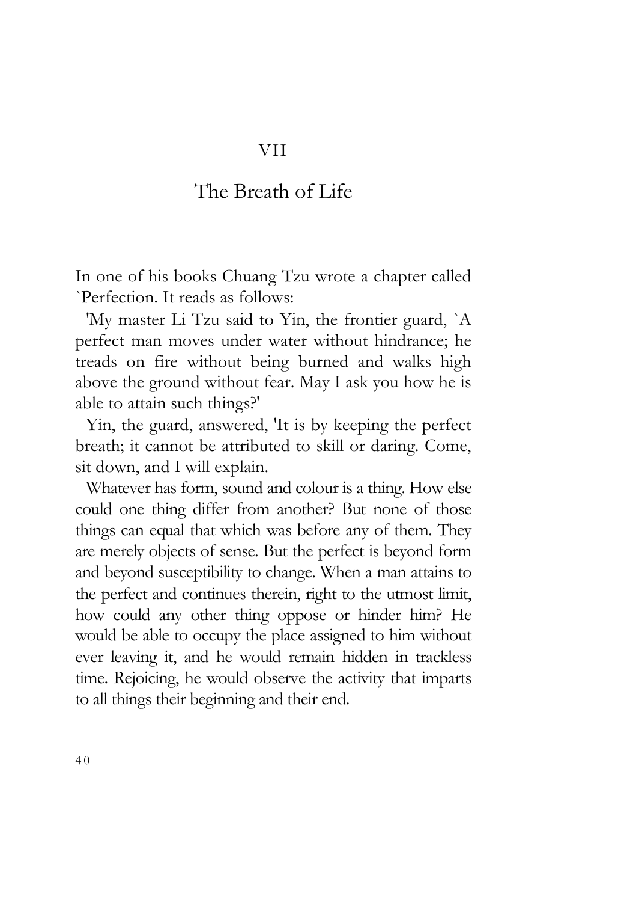# VII

## The Breath of Life

In one of his books Chuang Tzu wrote a chapter called `Perfection. It reads as follows:

'My master Li Tzu said to Yin, the frontier guard, `A perfect man moves under water without hindrance; he treads on fire without being burned and walks high above the ground without fear. May I ask you how he is able to attain such things?'

Yin, the guard, answered, 'It is by keeping the perfect breath; it cannot be attributed to skill or daring. Come, sit down, and I will explain.

Whatever has form, sound and colour is a thing. How else could one thing differ from another? But none of those things can equal that which was before any of them. They are merely objects of sense. But the perfect is beyond form and beyond susceptibility to change. When a man attains to the perfect and continues therein, right to the utmost limit, how could any other thing oppose or hinder him? He would be able to occupy the place assigned to him without ever leaving it, and he would remain hidden in trackless time. Rejoicing, he would observe the activity that imparts to all things their beginning and their end.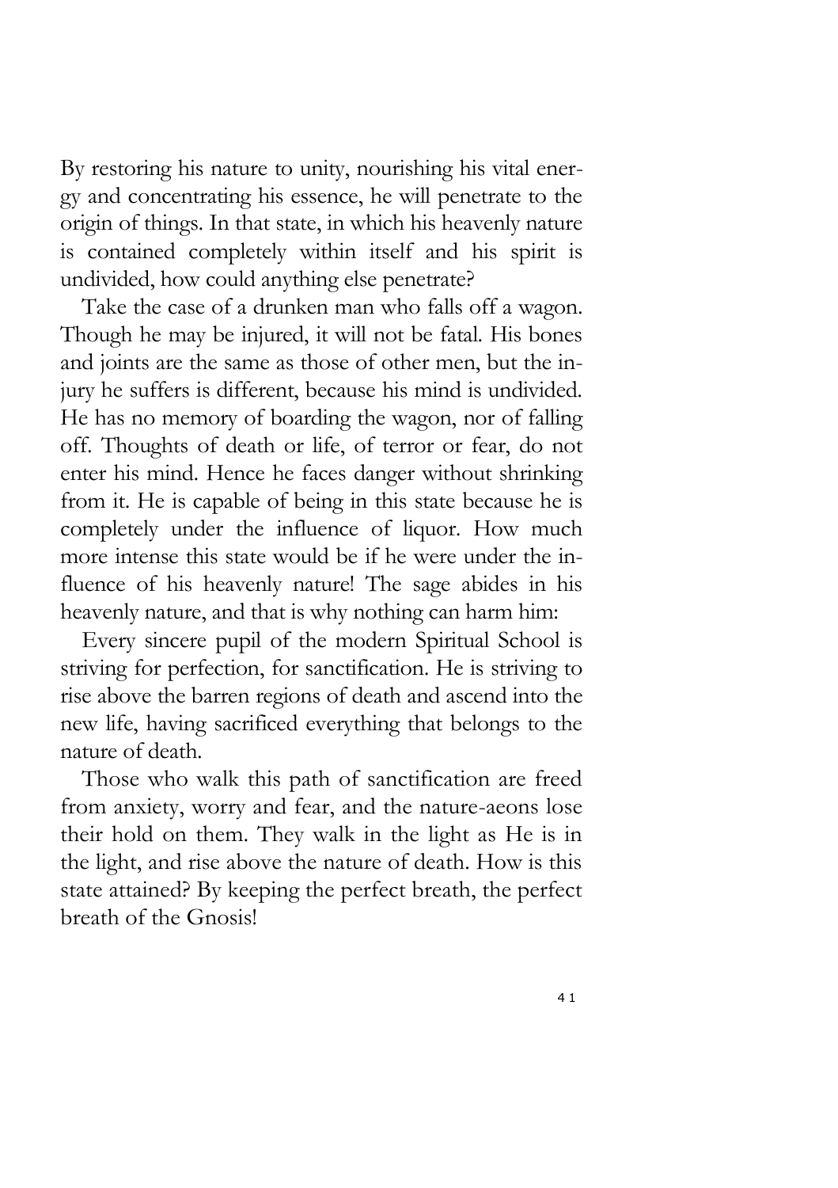By restoring his nature to unity, nourishing his vital energy and concentrating his essence, he will penetrate to the origin of things. In that state, in which his heavenly nature is contained completely within itself and his spirit is undivided, how could anything else penetrate?

Take the case of a drunken man who falls off a wagon. Though he may be injured, it will not be fatal. His bones and joints are the same as those of other men, but the injury he suffers is different, because his mind is undivided. He has no memory of boarding the wagon, nor of falling off. Thoughts of death or life, of terror or fear, do not enter his mind. Hence he faces danger without shrinking from it. He is capable of being in this state because he is completely under the influence of liquor. How much more intense this state would be if he were under the influence of his heavenly nature! The sage abides in his heavenly nature, and that is why nothing can harm him:

Every sincere pupil of the modern Spiritual School is striving for perfection, for sanctification. He is striving to rise above the barren regions of death and ascend into the new life, having sacrificed everything that belongs to the nature of death.

Those who walk this path of sanctification are freed from anxiety, worry and fear, and the nature-aeons lose their hold on them. They walk in the light as He is in the light, and rise above the nature of death. How is this state attained? By keeping the perfect breath, the perfect breath of the Gnosis!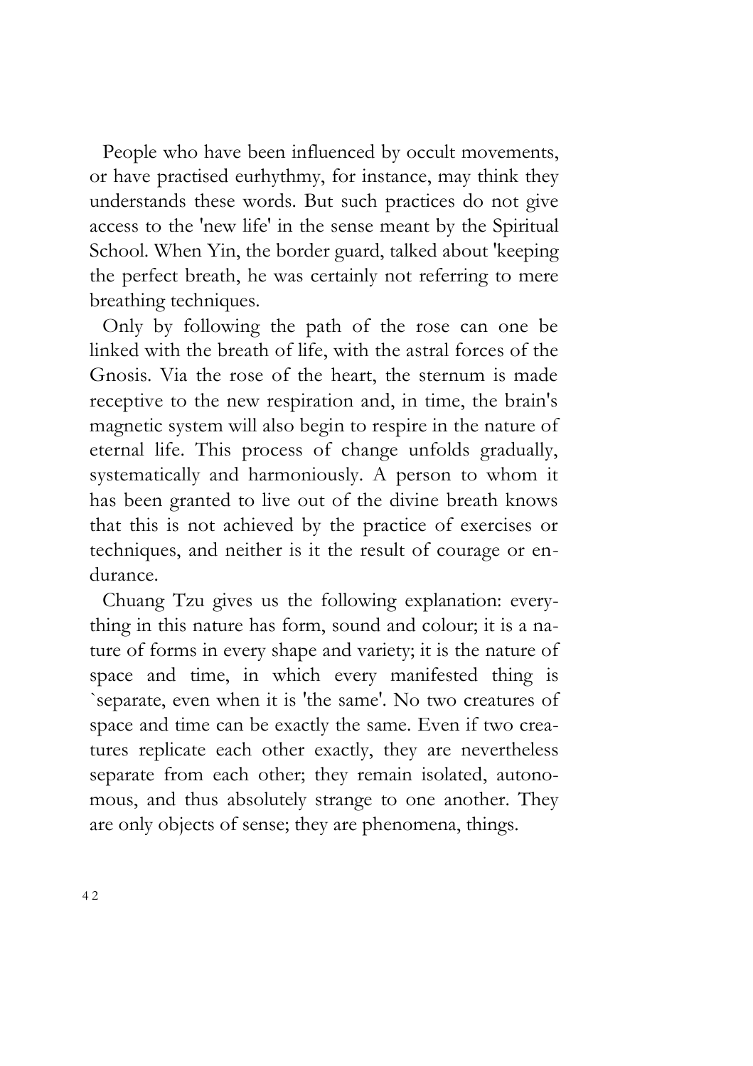People who have been influenced by occult movements, or have practised eurhythmy, for instance, may think they understands these words. But such practices do not give access to the 'new life' in the sense meant by the Spiritual School. When Yin, the border guard, talked about 'keeping the perfect breath, he was certainly not referring to mere breathing techniques.

Only by following the path of the rose can one be linked with the breath of life, with the astral forces of the Gnosis. Via the rose of the heart, the sternum is made receptive to the new respiration and, in time, the brain's magnetic system will also begin to respire in the nature of eternal life. This process of change unfolds gradually, systematically and harmoniously. A person to whom it has been granted to live out of the divine breath knows that this is not achieved by the practice of exercises or techniques, and neither is it the result of courage or endurance.

Chuang Tzu gives us the following explanation: everything in this nature has form, sound and colour; it is a nature of forms in every shape and variety; it is the nature of space and time, in which every manifested thing is `separate, even when it is 'the same'. No two creatures of space and time can be exactly the same. Even if two creatures replicate each other exactly, they are nevertheless separate from each other; they remain isolated, autonomous, and thus absolutely strange to one another. They are only objects of sense; they are phenomena, things.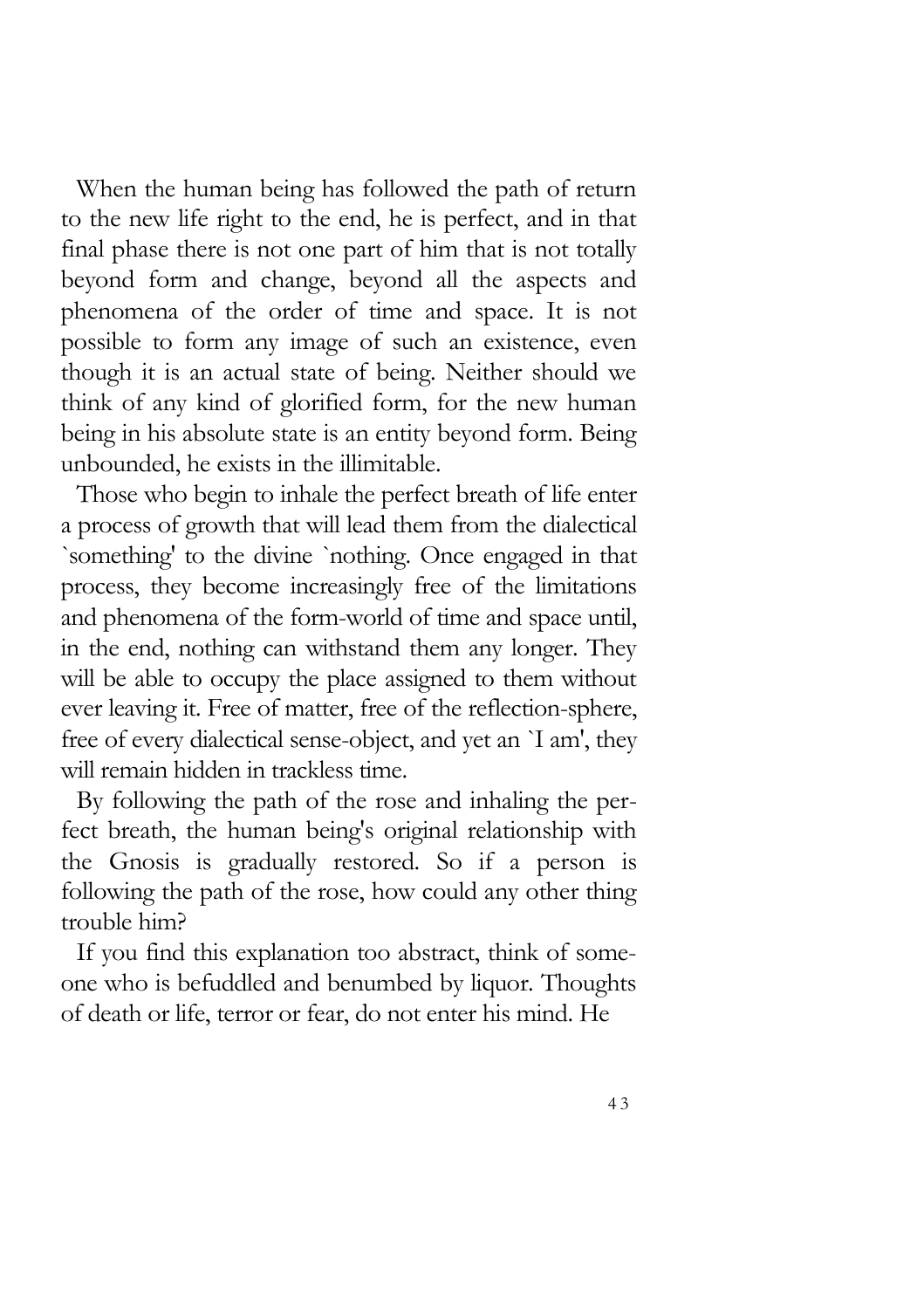When the human being has followed the path of return to the new life right to the end, he is perfect, and in that final phase there is not one part of him that is not totally beyond form and change, beyond all the aspects and phenomena of the order of time and space. It is not possible to form any image of such an existence, even though it is an actual state of being. Neither should we think of any kind of glorified form, for the new human being in his absolute state is an entity beyond form. Being unbounded, he exists in the illimitable.

Those who begin to inhale the perfect breath of life enter a process of growth that will lead them from the dialectical `something' to the divine `nothing. Once engaged in that process, they become increasingly free of the limitations and phenomena of the form-world of time and space until, in the end, nothing can withstand them any longer. They will be able to occupy the place assigned to them without ever leaving it. Free of matter, free of the reflection-sphere, free of every dialectical sense-object, and yet an `I am', they will remain hidden in trackless time.

By following the path of the rose and inhaling the perfect breath, the human being's original relationship with the Gnosis is gradually restored. So if a person is following the path of the rose, how could any other thing trouble him?

If you find this explanation too abstract, think of someone who is befuddled and benumbed by liquor. Thoughts of death or life, terror or fear, do not enter his mind. He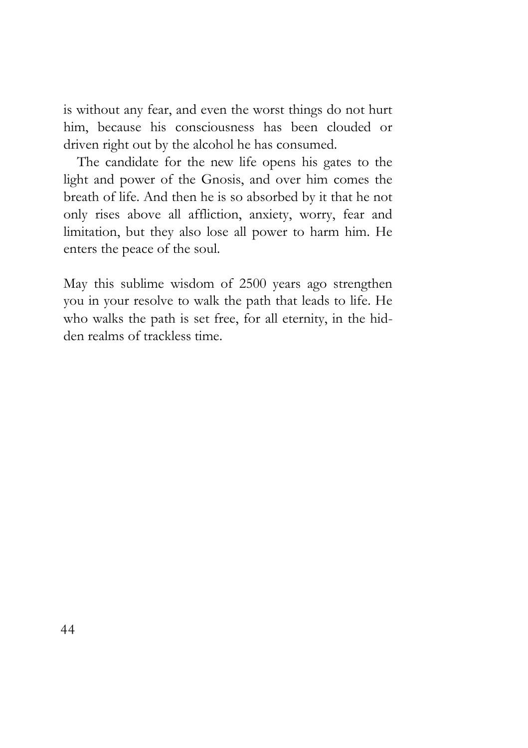is without any fear, and even the worst things do not hurt him, because his consciousness has been clouded or driven right out by the alcohol he has consumed.

The candidate for the new life opens his gates to the light and power of the Gnosis, and over him comes the breath of life. And then he is so absorbed by it that he not only rises above all affliction, anxiety, worry, fear and limitation, but they also lose all power to harm him. He enters the peace of the soul.

May this sublime wisdom of 2500 years ago strengthen you in your resolve to walk the path that leads to life. He who walks the path is set free, for all eternity, in the hidden realms of trackless time.